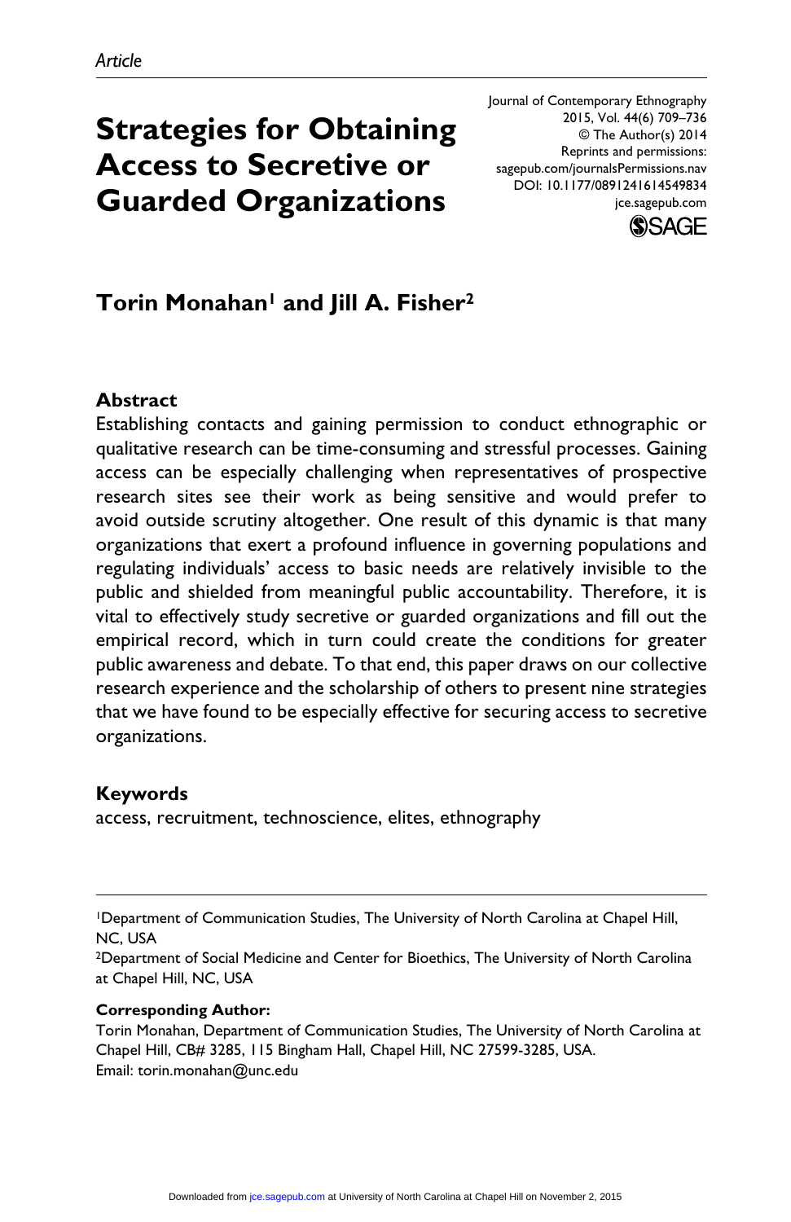*Article*

# Strategies for Obtaining Access to Secretive or Guarded Organizations

Journal of Contemporary Ethnography
2015, Vol. 44(6) 709–736
© The Author(s) 2014
Reprints and permissions:
sagepub.com/journalsPermissions.nav
DOI: 10.1177/0891241614549834
jce.sagepub.com

**Torin Monahan[1] and Jill A. Fisher[2]**

## Abstract

Establishing contacts and gaining permission to conduct ethnographic or qualitative research can be time-consuming and stressful processes. Gaining access can be especially challenging when representatives of prospective research sites see their work as being sensitive and would prefer to avoid outside scrutiny altogether. One result of this dynamic is that many organizations that exert a profound influence in governing populations and regulating individuals' access to basic needs are relatively invisible to the public and shielded from meaningful public accountability. Therefore, it is vital to effectively study secretive or guarded organizations and fill out the empirical record, which in turn could create the conditions for greater public awareness and debate. To that end, this paper draws on our collective research experience and the scholarship of others to present nine strategies that we have found to be especially effective for securing access to secretive organizations.

## Keywords

access, recruitment, technoscience, elites, ethnography

---

[1]Department of Communication Studies, The University of North Carolina at Chapel Hill, NC, USA

[2]Department of Social Medicine and Center for Bioethics, The University of North Carolina at Chapel Hill, NC, USA

**Corresponding Author:**
Torin Monahan, Department of Communication Studies, The University of North Carolina at Chapel Hill, CB# 3285, 115 Bingham Hall, Chapel Hill, NC 27599-3285, USA.
Email: torin.monahan@unc.edu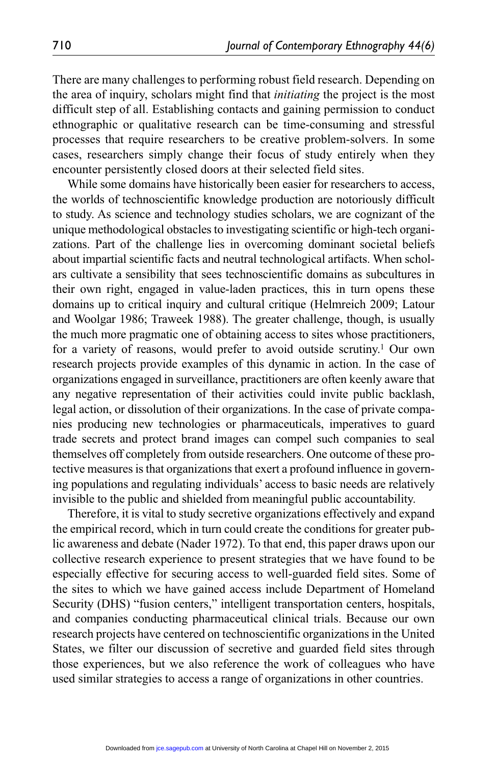There are many challenges to performing robust field research. Depending on the area of inquiry, scholars might find that *initiating* the project is the most difficult step of all. Establishing contacts and gaining permission to conduct ethnographic or qualitative research can be time-consuming and stressful processes that require researchers to be creative problem-solvers. In some cases, researchers simply change their focus of study entirely when they encounter persistently closed doors at their selected field sites.

While some domains have historically been easier for researchers to access, the worlds of technoscientific knowledge production are notoriously difficult to study. As science and technology studies scholars, we are cognizant of the unique methodological obstacles to investigating scientific or high-tech organizations. Part of the challenge lies in overcoming dominant societal beliefs about impartial scientific facts and neutral technological artifacts. When scholars cultivate a sensibility that sees technoscientific domains as subcultures in their own right, engaged in value-laden practices, this in turn opens these domains up to critical inquiry and cultural critique (Helmreich 2009; Latour and Woolgar 1986; Traweek 1988). The greater challenge, though, is usually the much more pragmatic one of obtaining access to sites whose practitioners, for a variety of reasons, would prefer to avoid outside scrutiny.[1] Our own research projects provide examples of this dynamic in action. In the case of organizations engaged in surveillance, practitioners are often keenly aware that any negative representation of their activities could invite public backlash, legal action, or dissolution of their organizations. In the case of private companies producing new technologies or pharmaceuticals, imperatives to guard trade secrets and protect brand images can compel such companies to seal themselves off completely from outside researchers. One outcome of these protective measures is that organizations that exert a profound influence in governing populations and regulating individuals' access to basic needs are relatively invisible to the public and shielded from meaningful public accountability.

Therefore, it is vital to study secretive organizations effectively and expand the empirical record, which in turn could create the conditions for greater public awareness and debate (Nader 1972). To that end, this paper draws upon our collective research experience to present strategies that we have found to be especially effective for securing access to well-guarded field sites. Some of the sites to which we have gained access include Department of Homeland Security (DHS) "fusion centers," intelligent transportation centers, hospitals, and companies conducting pharmaceutical clinical trials. Because our own research projects have centered on technoscientific organizations in the United States, we filter our discussion of secretive and guarded field sites through those experiences, but we also reference the work of colleagues who have used similar strategies to access a range of organizations in other countries.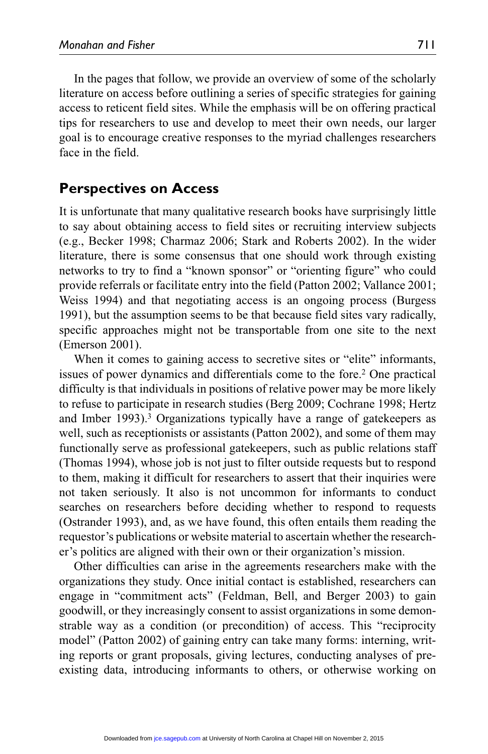In the pages that follow, we provide an overview of some of the scholarly literature on access before outlining a series of specific strategies for gaining access to reticent field sites. While the emphasis will be on offering practical tips for researchers to use and develop to meet their own needs, our larger goal is to encourage creative responses to the myriad challenges researchers face in the field.

## Perspectives on Access

It is unfortunate that many qualitative research books have surprisingly little to say about obtaining access to field sites or recruiting interview subjects (e.g., Becker 1998; Charmaz 2006; Stark and Roberts 2002). In the wider literature, there is some consensus that one should work through existing networks to try to find a "known sponsor" or "orienting figure" who could provide referrals or facilitate entry into the field (Patton 2002; Vallance 2001; Weiss 1994) and that negotiating access is an ongoing process (Burgess 1991), but the assumption seems to be that because field sites vary radically, specific approaches might not be transportable from one site to the next (Emerson 2001).

When it comes to gaining access to secretive sites or "elite" informants, issues of power dynamics and differentials come to the fore.[2] One practical difficulty is that individuals in positions of relative power may be more likely to refuse to participate in research studies (Berg 2009; Cochrane 1998; Hertz and Imber 1993).[3] Organizations typically have a range of gatekeepers as well, such as receptionists or assistants (Patton 2002), and some of them may functionally serve as professional gatekeepers, such as public relations staff (Thomas 1994), whose job is not just to filter outside requests but to respond to them, making it difficult for researchers to assert that their inquiries were not taken seriously. It also is not uncommon for informants to conduct searches on researchers before deciding whether to respond to requests (Ostrander 1993), and, as we have found, this often entails them reading the requestor's publications or website material to ascertain whether the researcher's politics are aligned with their own or their organization's mission.

Other difficulties can arise in the agreements researchers make with the organizations they study. Once initial contact is established, researchers can engage in "commitment acts" (Feldman, Bell, and Berger 2003) to gain goodwill, or they increasingly consent to assist organizations in some demonstrable way as a condition (or precondition) of access. This "reciprocity model" (Patton 2002) of gaining entry can take many forms: interning, writing reports or grant proposals, giving lectures, conducting analyses of pre-existing data, introducing informants to others, or otherwise working on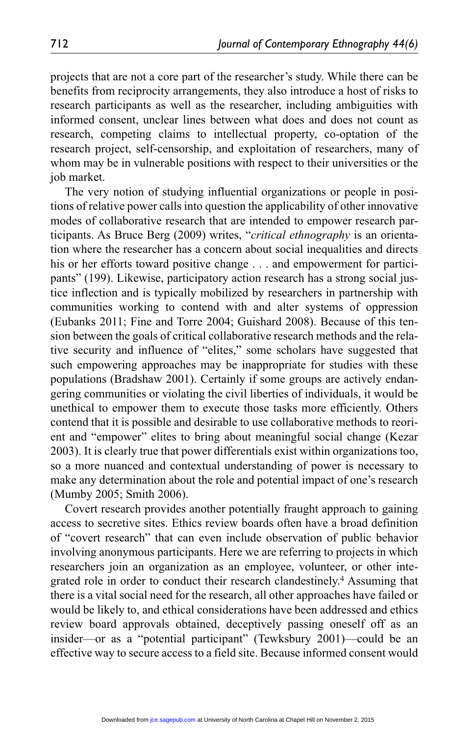projects that are not a core part of the researcher's study. While there can be benefits from reciprocity arrangements, they also introduce a host of risks to research participants as well as the researcher, including ambiguities with informed consent, unclear lines between what does and does not count as research, competing claims to intellectual property, co-optation of the research project, self-censorship, and exploitation of researchers, many of whom may be in vulnerable positions with respect to their universities or the job market.

The very notion of studying influential organizations or people in positions of relative power calls into question the applicability of other innovative modes of collaborative research that are intended to empower research participants. As Bruce Berg (2009) writes, "*critical ethnography* is an orientation where the researcher has a concern about social inequalities and directs his or her efforts toward positive change . . . and empowerment for participants" (199). Likewise, participatory action research has a strong social justice inflection and is typically mobilized by researchers in partnership with communities working to contend with and alter systems of oppression (Eubanks 2011; Fine and Torre 2004; Guishard 2008). Because of this tension between the goals of critical collaborative research methods and the relative security and influence of "elites," some scholars have suggested that such empowering approaches may be inappropriate for studies with these populations (Bradshaw 2001). Certainly if some groups are actively endangering communities or violating the civil liberties of individuals, it would be unethical to empower them to execute those tasks more efficiently. Others contend that it is possible and desirable to use collaborative methods to reorient and "empower" elites to bring about meaningful social change (Kezar 2003). It is clearly true that power differentials exist within organizations too, so a more nuanced and contextual understanding of power is necessary to make any determination about the role and potential impact of one's research (Mumby 2005; Smith 2006).

Covert research provides another potentially fraught approach to gaining access to secretive sites. Ethics review boards often have a broad definition of "covert research" that can even include observation of public behavior involving anonymous participants. Here we are referring to projects in which researchers join an organization as an employee, volunteer, or other integrated role in order to conduct their research clandestinely.[4] Assuming that there is a vital social need for the research, all other approaches have failed or would be likely to, and ethical considerations have been addressed and ethics review board approvals obtained, deceptively passing oneself off as an insider—or as a "potential participant" (Tewksbury 2001)—could be an effective way to secure access to a field site. Because informed consent would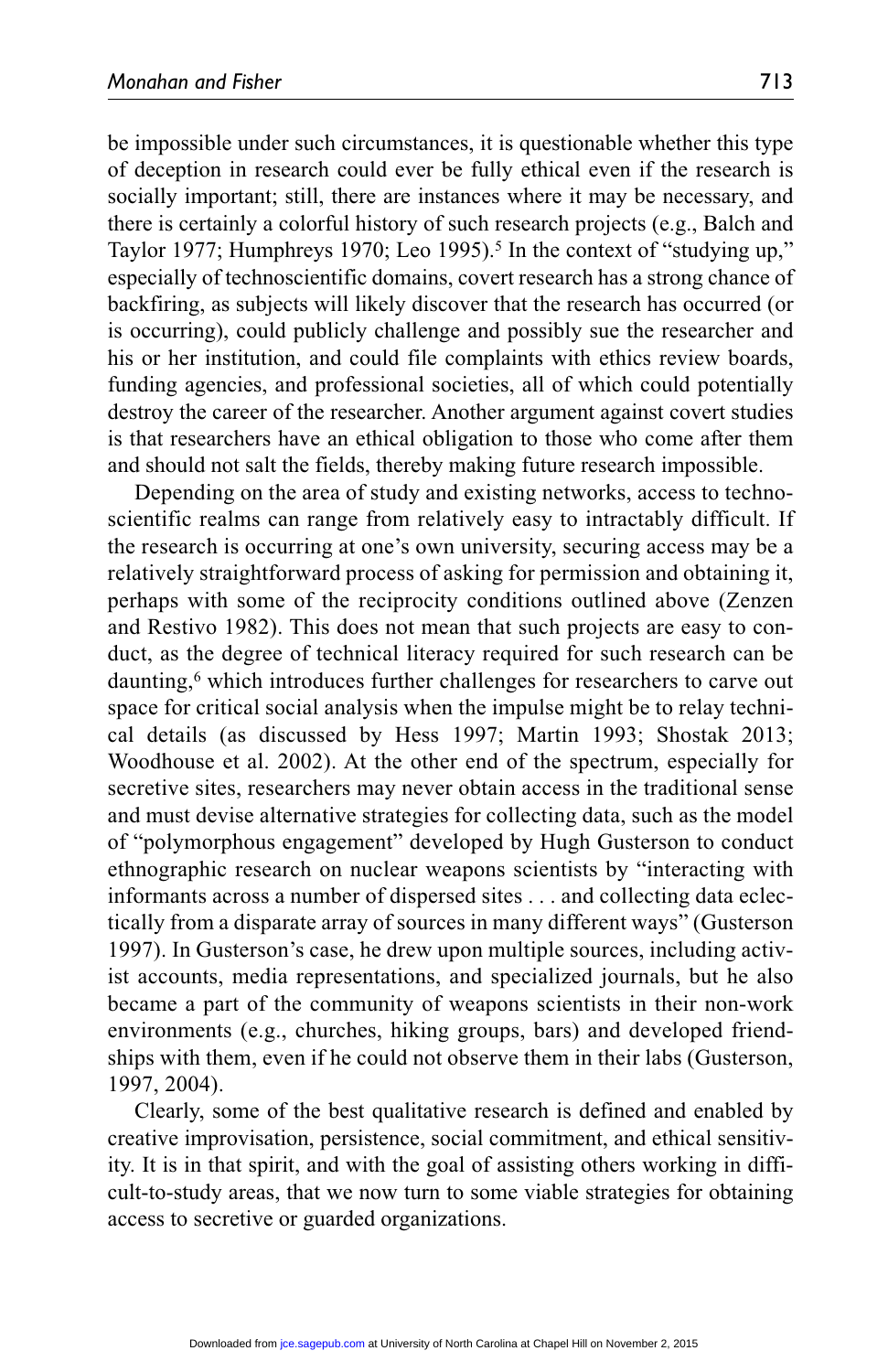be impossible under such circumstances, it is questionable whether this type of deception in research could ever be fully ethical even if the research is socially important; still, there are instances where it may be necessary, and there is certainly a colorful history of such research projects (e.g., Balch and Taylor 1977; Humphreys 1970; Leo 1995).[5] In the context of "studying up," especially of technoscientific domains, covert research has a strong chance of backfiring, as subjects will likely discover that the research has occurred (or is occurring), could publicly challenge and possibly sue the researcher and his or her institution, and could file complaints with ethics review boards, funding agencies, and professional societies, all of which could potentially destroy the career of the researcher. Another argument against covert studies is that researchers have an ethical obligation to those who come after them and should not salt the fields, thereby making future research impossible.

Depending on the area of study and existing networks, access to technoscientific realms can range from relatively easy to intractably difficult. If the research is occurring at one's own university, securing access may be a relatively straightforward process of asking for permission and obtaining it, perhaps with some of the reciprocity conditions outlined above (Zenzen and Restivo 1982). This does not mean that such projects are easy to conduct, as the degree of technical literacy required for such research can be daunting,[6] which introduces further challenges for researchers to carve out space for critical social analysis when the impulse might be to relay technical details (as discussed by Hess 1997; Martin 1993; Shostak 2013; Woodhouse et al. 2002). At the other end of the spectrum, especially for secretive sites, researchers may never obtain access in the traditional sense and must devise alternative strategies for collecting data, such as the model of "polymorphous engagement" developed by Hugh Gusterson to conduct ethnographic research on nuclear weapons scientists by "interacting with informants across a number of dispersed sites . . . and collecting data eclectically from a disparate array of sources in many different ways" (Gusterson 1997). In Gusterson's case, he drew upon multiple sources, including activist accounts, media representations, and specialized journals, but he also became a part of the community of weapons scientists in their non-work environments (e.g., churches, hiking groups, bars) and developed friendships with them, even if he could not observe them in their labs (Gusterson, 1997, 2004).

Clearly, some of the best qualitative research is defined and enabled by creative improvisation, persistence, social commitment, and ethical sensitivity. It is in that spirit, and with the goal of assisting others working in difficult-to-study areas, that we now turn to some viable strategies for obtaining access to secretive or guarded organizations.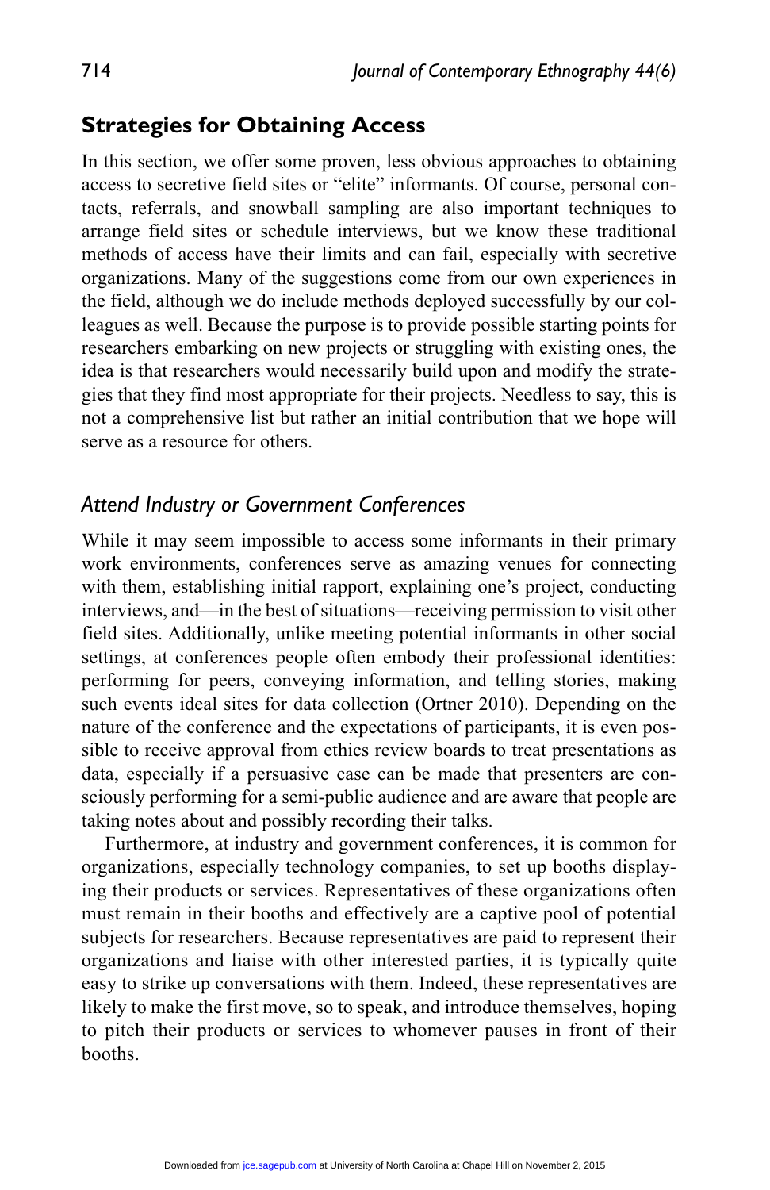## Strategies for Obtaining Access

In this section, we offer some proven, less obvious approaches to obtaining access to secretive field sites or "elite" informants. Of course, personal contacts, referrals, and snowball sampling are also important techniques to arrange field sites or schedule interviews, but we know these traditional methods of access have their limits and can fail, especially with secretive organizations. Many of the suggestions come from our own experiences in the field, although we do include methods deployed successfully by our colleagues as well. Because the purpose is to provide possible starting points for researchers embarking on new projects or struggling with existing ones, the idea is that researchers would necessarily build upon and modify the strategies that they find most appropriate for their projects. Needless to say, this is not a comprehensive list but rather an initial contribution that we hope will serve as a resource for others.

### *Attend Industry or Government Conferences*

While it may seem impossible to access some informants in their primary work environments, conferences serve as amazing venues for connecting with them, establishing initial rapport, explaining one's project, conducting interviews, and—in the best of situations—receiving permission to visit other field sites. Additionally, unlike meeting potential informants in other social settings, at conferences people often embody their professional identities: performing for peers, conveying information, and telling stories, making such events ideal sites for data collection (Ortner 2010). Depending on the nature of the conference and the expectations of participants, it is even possible to receive approval from ethics review boards to treat presentations as data, especially if a persuasive case can be made that presenters are consciously performing for a semi-public audience and are aware that people are taking notes about and possibly recording their talks.

Furthermore, at industry and government conferences, it is common for organizations, especially technology companies, to set up booths displaying their products or services. Representatives of these organizations often must remain in their booths and effectively are a captive pool of potential subjects for researchers. Because representatives are paid to represent their organizations and liaise with other interested parties, it is typically quite easy to strike up conversations with them. Indeed, these representatives are likely to make the first move, so to speak, and introduce themselves, hoping to pitch their products or services to whomever pauses in front of their booths.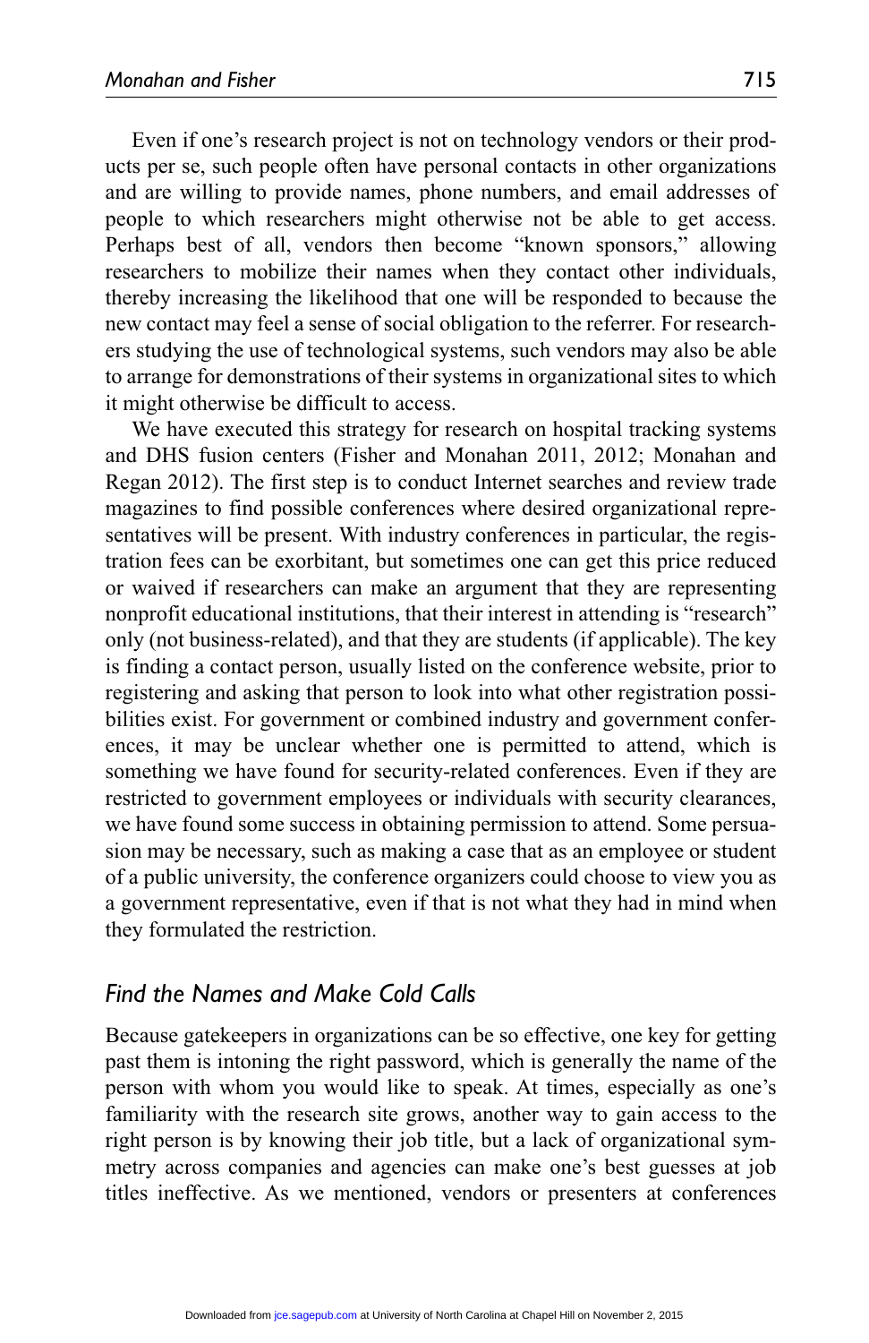Even if one's research project is not on technology vendors or their products per se, such people often have personal contacts in other organizations and are willing to provide names, phone numbers, and email addresses of people to which researchers might otherwise not be able to get access. Perhaps best of all, vendors then become "known sponsors," allowing researchers to mobilize their names when they contact other individuals, thereby increasing the likelihood that one will be responded to because the new contact may feel a sense of social obligation to the referrer. For researchers studying the use of technological systems, such vendors may also be able to arrange for demonstrations of their systems in organizational sites to which it might otherwise be difficult to access.

We have executed this strategy for research on hospital tracking systems and DHS fusion centers (Fisher and Monahan 2011, 2012; Monahan and Regan 2012). The first step is to conduct Internet searches and review trade magazines to find possible conferences where desired organizational representatives will be present. With industry conferences in particular, the registration fees can be exorbitant, but sometimes one can get this price reduced or waived if researchers can make an argument that they are representing nonprofit educational institutions, that their interest in attending is "research" only (not business-related), and that they are students (if applicable). The key is finding a contact person, usually listed on the conference website, prior to registering and asking that person to look into what other registration possibilities exist. For government or combined industry and government conferences, it may be unclear whether one is permitted to attend, which is something we have found for security-related conferences. Even if they are restricted to government employees or individuals with security clearances, we have found some success in obtaining permission to attend. Some persuasion may be necessary, such as making a case that as an employee or student of a public university, the conference organizers could choose to view you as a government representative, even if that is not what they had in mind when they formulated the restriction.

## *Find the Names and Make Cold Calls*

Because gatekeepers in organizations can be so effective, one key for getting past them is intoning the right password, which is generally the name of the person with whom you would like to speak. At times, especially as one's familiarity with the research site grows, another way to gain access to the right person is by knowing their job title, but a lack of organizational symmetry across companies and agencies can make one's best guesses at job titles ineffective. As we mentioned, vendors or presenters at conferences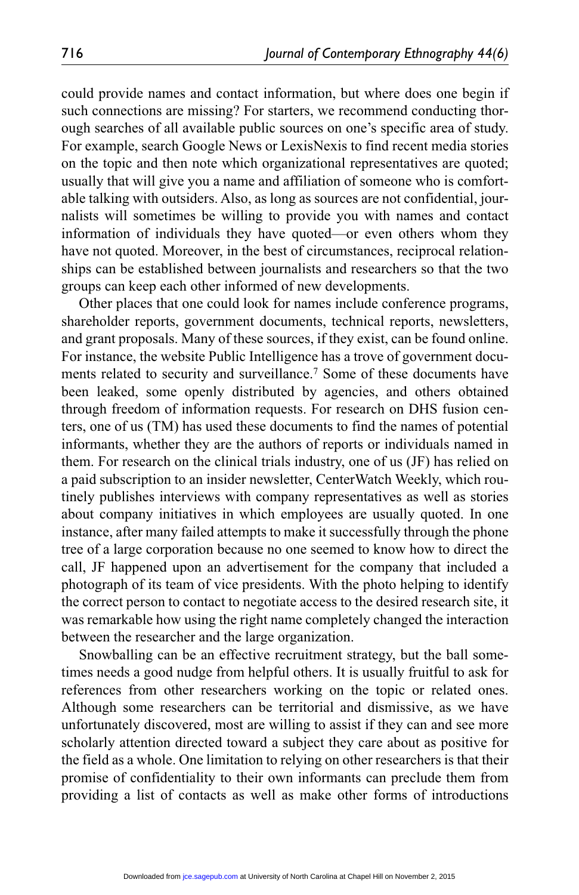could provide names and contact information, but where does one begin if such connections are missing? For starters, we recommend conducting thorough searches of all available public sources on one's specific area of study. For example, search Google News or LexisNexis to find recent media stories on the topic and then note which organizational representatives are quoted; usually that will give you a name and affiliation of someone who is comfortable talking with outsiders. Also, as long as sources are not confidential, journalists will sometimes be willing to provide you with names and contact information of individuals they have quoted—or even others whom they have not quoted. Moreover, in the best of circumstances, reciprocal relationships can be established between journalists and researchers so that the two groups can keep each other informed of new developments.

Other places that one could look for names include conference programs, shareholder reports, government documents, technical reports, newsletters, and grant proposals. Many of these sources, if they exist, can be found online. For instance, the website Public Intelligence has a trove of government documents related to security and surveillance.[7] Some of these documents have been leaked, some openly distributed by agencies, and others obtained through freedom of information requests. For research on DHS fusion centers, one of us (TM) has used these documents to find the names of potential informants, whether they are the authors of reports or individuals named in them. For research on the clinical trials industry, one of us (JF) has relied on a paid subscription to an insider newsletter, CenterWatch Weekly, which routinely publishes interviews with company representatives as well as stories about company initiatives in which employees are usually quoted. In one instance, after many failed attempts to make it successfully through the phone tree of a large corporation because no one seemed to know how to direct the call, JF happened upon an advertisement for the company that included a photograph of its team of vice presidents. With the photo helping to identify the correct person to contact to negotiate access to the desired research site, it was remarkable how using the right name completely changed the interaction between the researcher and the large organization.

Snowballing can be an effective recruitment strategy, but the ball sometimes needs a good nudge from helpful others. It is usually fruitful to ask for references from other researchers working on the topic or related ones. Although some researchers can be territorial and dismissive, as we have unfortunately discovered, most are willing to assist if they can and see more scholarly attention directed toward a subject they care about as positive for the field as a whole. One limitation to relying on other researchers is that their promise of confidentiality to their own informants can preclude them from providing a list of contacts as well as make other forms of introductions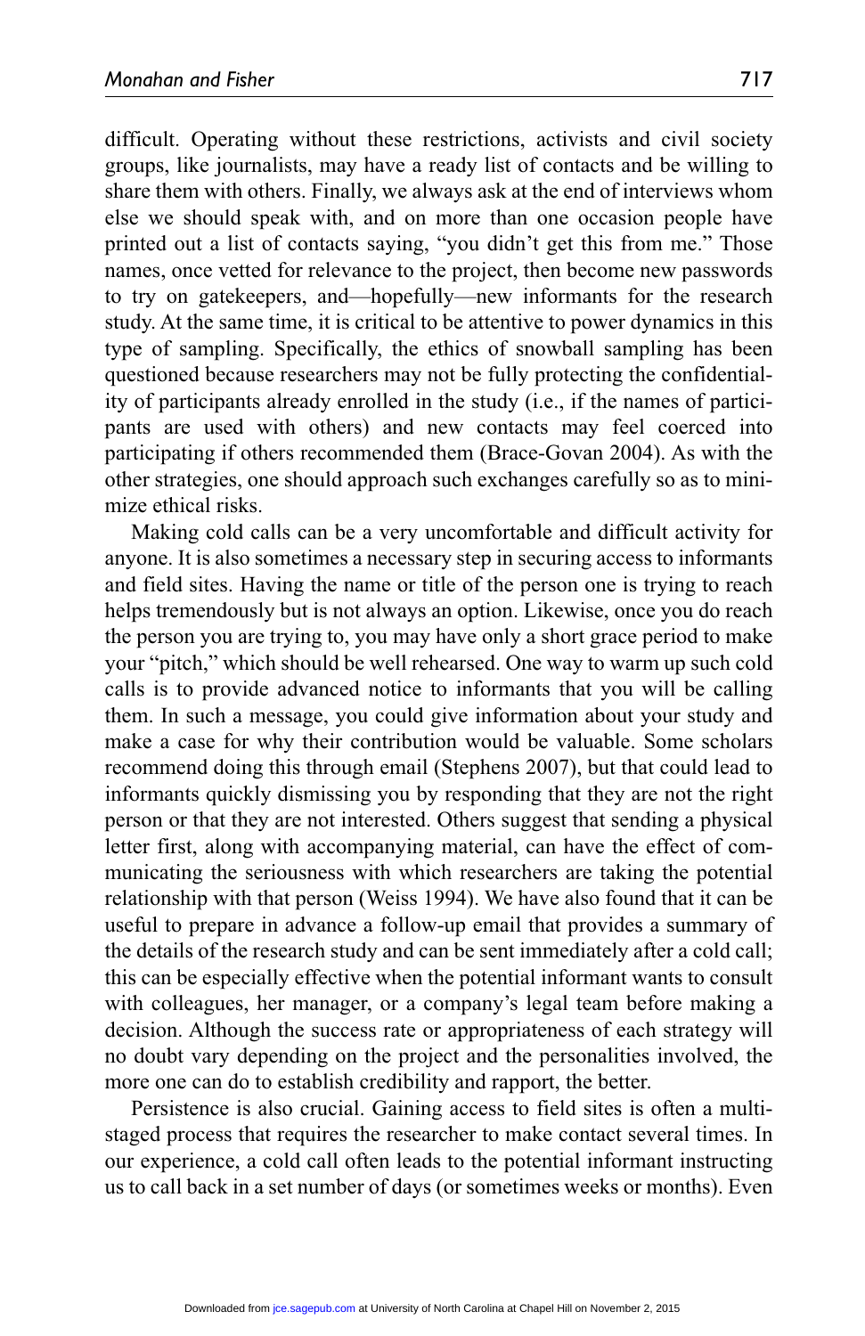difficult. Operating without these restrictions, activists and civil society groups, like journalists, may have a ready list of contacts and be willing to share them with others. Finally, we always ask at the end of interviews whom else we should speak with, and on more than one occasion people have printed out a list of contacts saying, "you didn't get this from me." Those names, once vetted for relevance to the project, then become new passwords to try on gatekeepers, and—hopefully—new informants for the research study. At the same time, it is critical to be attentive to power dynamics in this type of sampling. Specifically, the ethics of snowball sampling has been questioned because researchers may not be fully protecting the confidentiality of participants already enrolled in the study (i.e., if the names of participants are used with others) and new contacts may feel coerced into participating if others recommended them (Brace-Govan 2004). As with the other strategies, one should approach such exchanges carefully so as to minimize ethical risks.

Making cold calls can be a very uncomfortable and difficult activity for anyone. It is also sometimes a necessary step in securing access to informants and field sites. Having the name or title of the person one is trying to reach helps tremendously but is not always an option. Likewise, once you do reach the person you are trying to, you may have only a short grace period to make your "pitch," which should be well rehearsed. One way to warm up such cold calls is to provide advanced notice to informants that you will be calling them. In such a message, you could give information about your study and make a case for why their contribution would be valuable. Some scholars recommend doing this through email (Stephens 2007), but that could lead to informants quickly dismissing you by responding that they are not the right person or that they are not interested. Others suggest that sending a physical letter first, along with accompanying material, can have the effect of communicating the seriousness with which researchers are taking the potential relationship with that person (Weiss 1994). We have also found that it can be useful to prepare in advance a follow-up email that provides a summary of the details of the research study and can be sent immediately after a cold call; this can be especially effective when the potential informant wants to consult with colleagues, her manager, or a company's legal team before making a decision. Although the success rate or appropriateness of each strategy will no doubt vary depending on the project and the personalities involved, the more one can do to establish credibility and rapport, the better.

Persistence is also crucial. Gaining access to field sites is often a multi-staged process that requires the researcher to make contact several times. In our experience, a cold call often leads to the potential informant instructing us to call back in a set number of days (or sometimes weeks or months). Even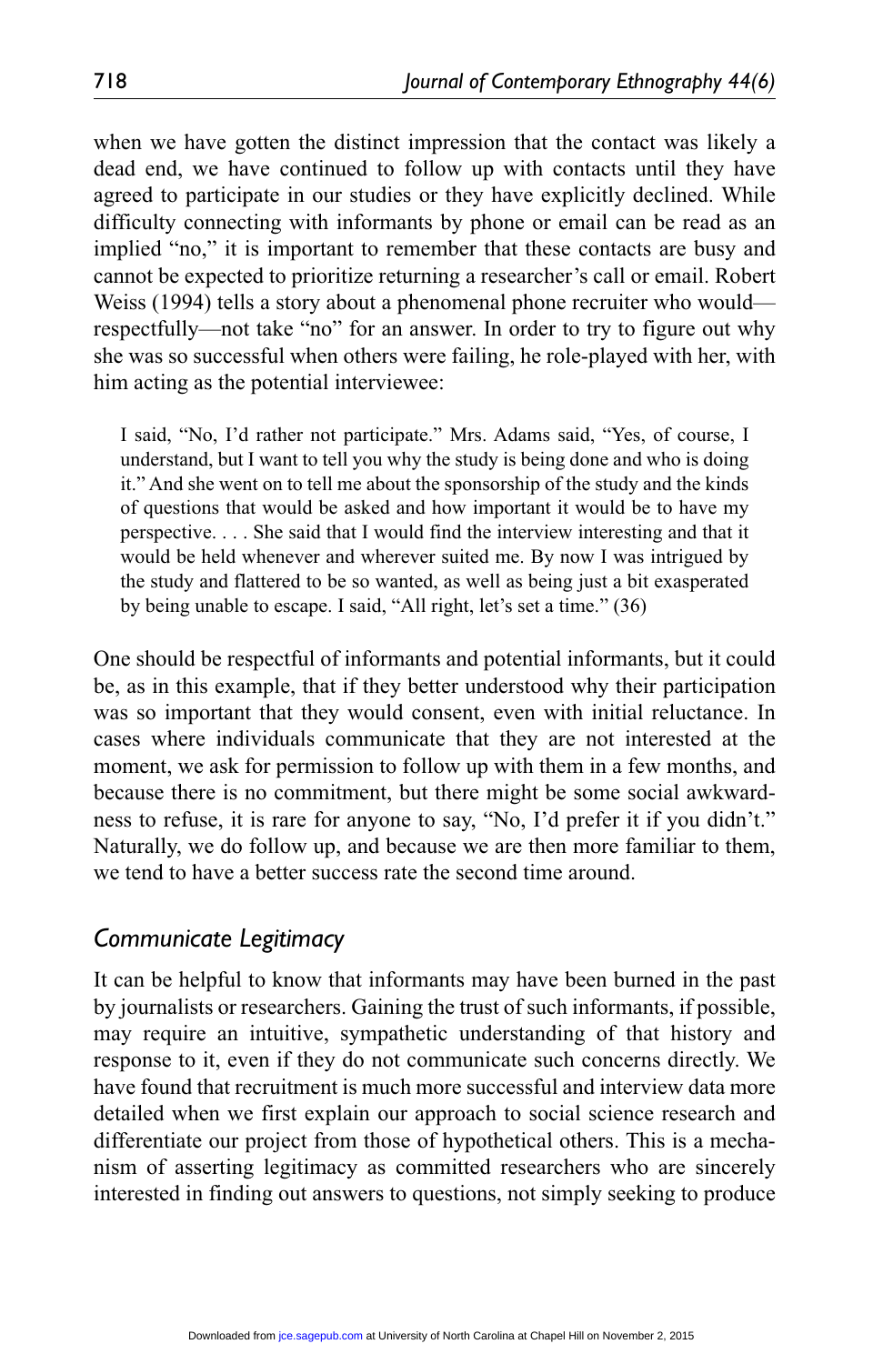when we have gotten the distinct impression that the contact was likely a dead end, we have continued to follow up with contacts until they have agreed to participate in our studies or they have explicitly declined. While difficulty connecting with informants by phone or email can be read as an implied "no," it is important to remember that these contacts are busy and cannot be expected to prioritize returning a researcher's call or email. Robert Weiss (1994) tells a story about a phenomenal phone recruiter who would—respectfully—not take "no" for an answer. In order to try to figure out why she was so successful when others were failing, he role-played with her, with him acting as the potential interviewee:

> I said, "No, I'd rather not participate." Mrs. Adams said, "Yes, of course, I understand, but I want to tell you why the study is being done and who is doing it." And she went on to tell me about the sponsorship of the study and the kinds of questions that would be asked and how important it would be to have my perspective. . . . She said that I would find the interview interesting and that it would be held whenever and wherever suited me. By now I was intrigued by the study and flattered to be so wanted, as well as being just a bit exasperated by being unable to escape. I said, "All right, let's set a time." (36)

One should be respectful of informants and potential informants, but it could be, as in this example, that if they better understood why their participation was so important that they would consent, even with initial reluctance. In cases where individuals communicate that they are not interested at the moment, we ask for permission to follow up with them in a few months, and because there is no commitment, but there might be some social awkwardness to refuse, it is rare for anyone to say, "No, I'd prefer it if you didn't." Naturally, we do follow up, and because we are then more familiar to them, we tend to have a better success rate the second time around.

## *Communicate Legitimacy*

It can be helpful to know that informants may have been burned in the past by journalists or researchers. Gaining the trust of such informants, if possible, may require an intuitive, sympathetic understanding of that history and response to it, even if they do not communicate such concerns directly. We have found that recruitment is much more successful and interview data more detailed when we first explain our approach to social science research and differentiate our project from those of hypothetical others. This is a mechanism of asserting legitimacy as committed researchers who are sincerely interested in finding out answers to questions, not simply seeking to produce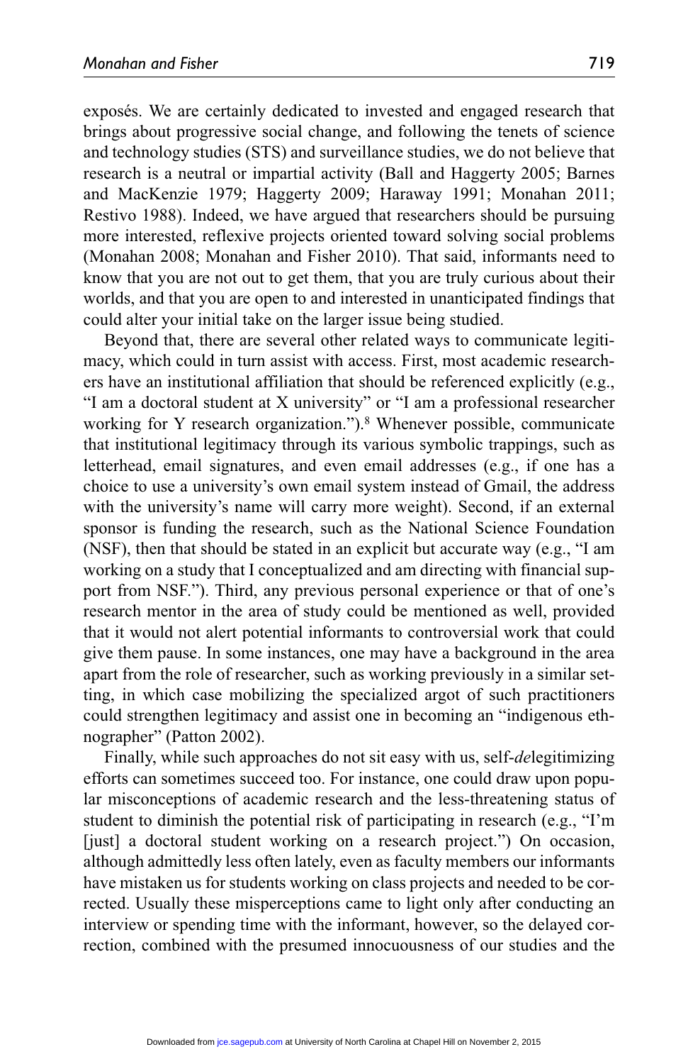exposés. We are certainly dedicated to invested and engaged research that brings about progressive social change, and following the tenets of science and technology studies (STS) and surveillance studies, we do not believe that research is a neutral or impartial activity (Ball and Haggerty 2005; Barnes and MacKenzie 1979; Haggerty 2009; Haraway 1991; Monahan 2011; Restivo 1988). Indeed, we have argued that researchers should be pursuing more interested, reflexive projects oriented toward solving social problems (Monahan 2008; Monahan and Fisher 2010). That said, informants need to know that you are not out to get them, that you are truly curious about their worlds, and that you are open to and interested in unanticipated findings that could alter your initial take on the larger issue being studied.

Beyond that, there are several other related ways to communicate legitimacy, which could in turn assist with access. First, most academic researchers have an institutional affiliation that should be referenced explicitly (e.g., "I am a doctoral student at X university" or "I am a professional researcher working for Y research organization.").[8] Whenever possible, communicate that institutional legitimacy through its various symbolic trappings, such as letterhead, email signatures, and even email addresses (e.g., if one has a choice to use a university's own email system instead of Gmail, the address with the university's name will carry more weight). Second, if an external sponsor is funding the research, such as the National Science Foundation (NSF), then that should be stated in an explicit but accurate way (e.g., "I am working on a study that I conceptualized and am directing with financial support from NSF."). Third, any previous personal experience or that of one's research mentor in the area of study could be mentioned as well, provided that it would not alert potential informants to controversial work that could give them pause. In some instances, one may have a background in the area apart from the role of researcher, such as working previously in a similar setting, in which case mobilizing the specialized argot of such practitioners could strengthen legitimacy and assist one in becoming an "indigenous ethnographer" (Patton 2002).

Finally, while such approaches do not sit easy with us, self-*de*legitimizing efforts can sometimes succeed too. For instance, one could draw upon popular misconceptions of academic research and the less-threatening status of student to diminish the potential risk of participating in research (e.g., "I'm [just] a doctoral student working on a research project.") On occasion, although admittedly less often lately, even as faculty members our informants have mistaken us for students working on class projects and needed to be corrected. Usually these misperceptions came to light only after conducting an interview or spending time with the informant, however, so the delayed correction, combined with the presumed innocuousness of our studies and the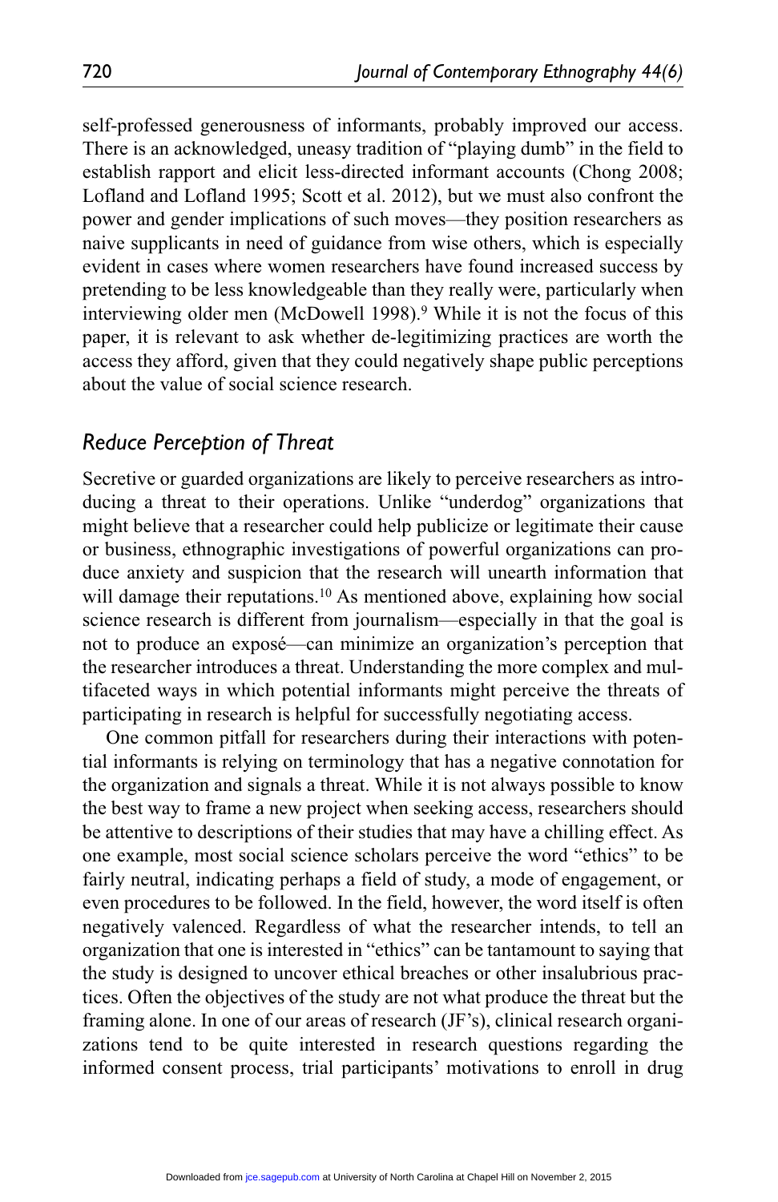self-professed generousness of informants, probably improved our access. There is an acknowledged, uneasy tradition of "playing dumb" in the field to establish rapport and elicit less-directed informant accounts (Chong 2008; Lofland and Lofland 1995; Scott et al. 2012), but we must also confront the power and gender implications of such moves—they position researchers as naive supplicants in need of guidance from wise others, which is especially evident in cases where women researchers have found increased success by pretending to be less knowledgeable than they really were, particularly when interviewing older men (McDowell 1998).[9] While it is not the focus of this paper, it is relevant to ask whether de-legitimizing practices are worth the access they afford, given that they could negatively shape public perceptions about the value of social science research.

## *Reduce Perception of Threat*

Secretive or guarded organizations are likely to perceive researchers as introducing a threat to their operations. Unlike "underdog" organizations that might believe that a researcher could help publicize or legitimate their cause or business, ethnographic investigations of powerful organizations can produce anxiety and suspicion that the research will unearth information that will damage their reputations.[10] As mentioned above, explaining how social science research is different from journalism—especially in that the goal is not to produce an exposé—can minimize an organization's perception that the researcher introduces a threat. Understanding the more complex and multifaceted ways in which potential informants might perceive the threats of participating in research is helpful for successfully negotiating access.

One common pitfall for researchers during their interactions with potential informants is relying on terminology that has a negative connotation for the organization and signals a threat. While it is not always possible to know the best way to frame a new project when seeking access, researchers should be attentive to descriptions of their studies that may have a chilling effect. As one example, most social science scholars perceive the word "ethics" to be fairly neutral, indicating perhaps a field of study, a mode of engagement, or even procedures to be followed. In the field, however, the word itself is often negatively valenced. Regardless of what the researcher intends, to tell an organization that one is interested in "ethics" can be tantamount to saying that the study is designed to uncover ethical breaches or other insalubrious practices. Often the objectives of the study are not what produce the threat but the framing alone. In one of our areas of research (JF's), clinical research organizations tend to be quite interested in research questions regarding the informed consent process, trial participants' motivations to enroll in drug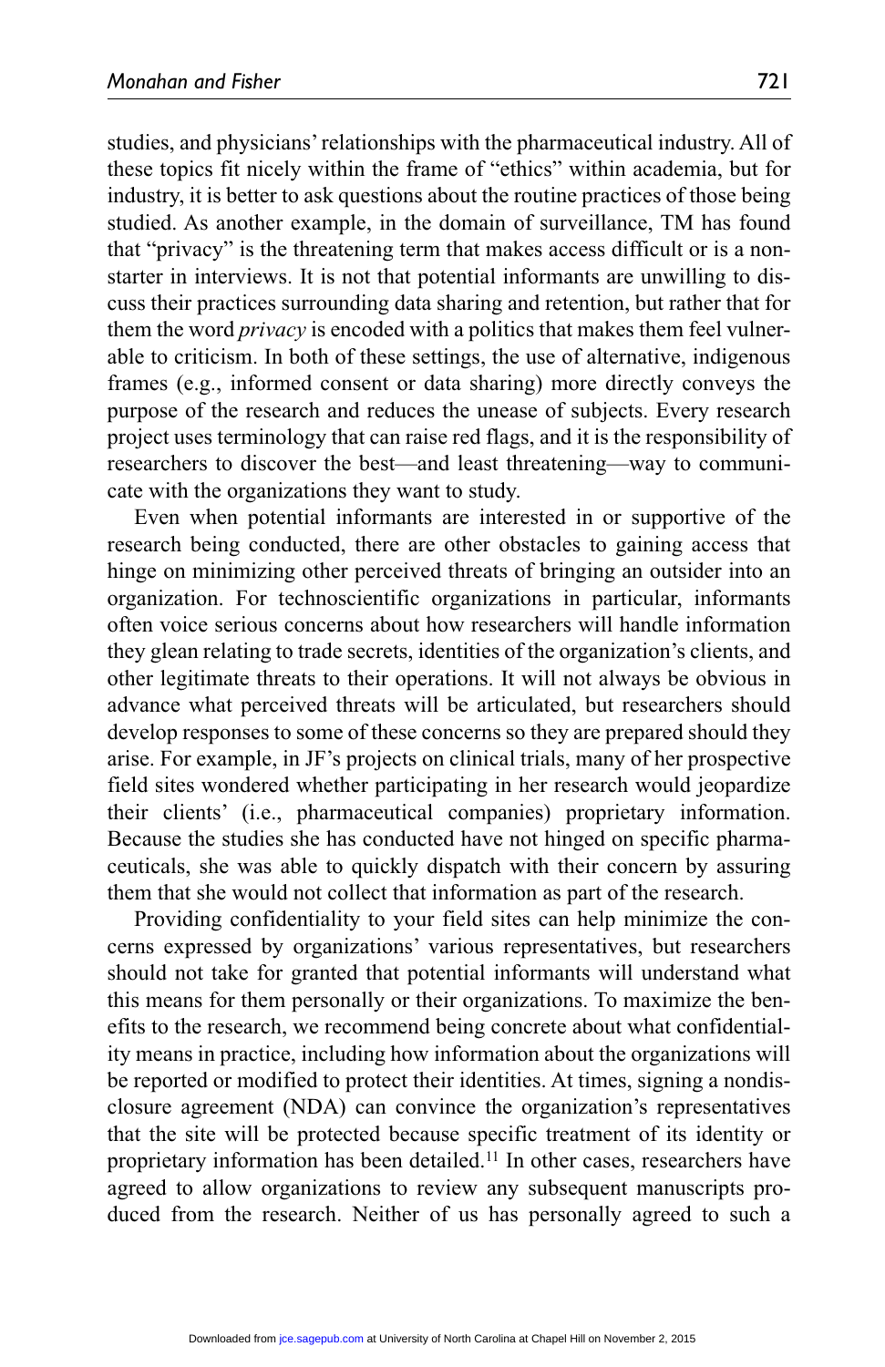studies, and physicians' relationships with the pharmaceutical industry. All of these topics fit nicely within the frame of "ethics" within academia, but for industry, it is better to ask questions about the routine practices of those being studied. As another example, in the domain of surveillance, TM has found that "privacy" is the threatening term that makes access difficult or is a non-starter in interviews. It is not that potential informants are unwilling to discuss their practices surrounding data sharing and retention, but rather that for them the word *privacy* is encoded with a politics that makes them feel vulnerable to criticism. In both of these settings, the use of alternative, indigenous frames (e.g., informed consent or data sharing) more directly conveys the purpose of the research and reduces the unease of subjects. Every research project uses terminology that can raise red flags, and it is the responsibility of researchers to discover the best—and least threatening—way to communicate with the organizations they want to study.

Even when potential informants are interested in or supportive of the research being conducted, there are other obstacles to gaining access that hinge on minimizing other perceived threats of bringing an outsider into an organization. For technoscientific organizations in particular, informants often voice serious concerns about how researchers will handle information they glean relating to trade secrets, identities of the organization's clients, and other legitimate threats to their operations. It will not always be obvious in advance what perceived threats will be articulated, but researchers should develop responses to some of these concerns so they are prepared should they arise. For example, in JF's projects on clinical trials, many of her prospective field sites wondered whether participating in her research would jeopardize their clients' (i.e., pharmaceutical companies) proprietary information. Because the studies she has conducted have not hinged on specific pharmaceuticals, she was able to quickly dispatch with their concern by assuring them that she would not collect that information as part of the research.

Providing confidentiality to your field sites can help minimize the concerns expressed by organizations' various representatives, but researchers should not take for granted that potential informants will understand what this means for them personally or their organizations. To maximize the benefits to the research, we recommend being concrete about what confidentiality means in practice, including how information about the organizations will be reported or modified to protect their identities. At times, signing a nondisclosure agreement (NDA) can convince the organization's representatives that the site will be protected because specific treatment of its identity or proprietary information has been detailed.[11] In other cases, researchers have agreed to allow organizations to review any subsequent manuscripts produced from the research. Neither of us has personally agreed to such a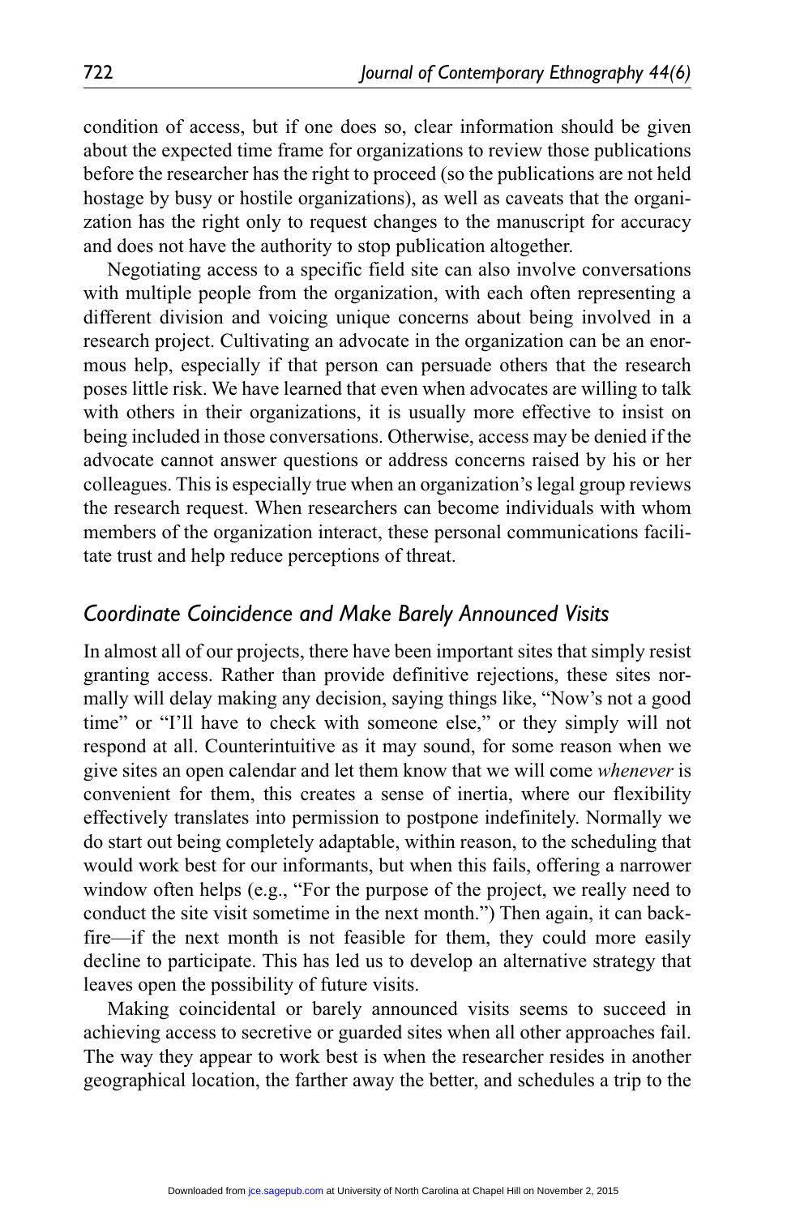condition of access, but if one does so, clear information should be given about the expected time frame for organizations to review those publications before the researcher has the right to proceed (so the publications are not held hostage by busy or hostile organizations), as well as caveats that the organization has the right only to request changes to the manuscript for accuracy and does not have the authority to stop publication altogether.

Negotiating access to a specific field site can also involve conversations with multiple people from the organization, with each often representing a different division and voicing unique concerns about being involved in a research project. Cultivating an advocate in the organization can be an enormous help, especially if that person can persuade others that the research poses little risk. We have learned that even when advocates are willing to talk with others in their organizations, it is usually more effective to insist on being included in those conversations. Otherwise, access may be denied if the advocate cannot answer questions or address concerns raised by his or her colleagues. This is especially true when an organization's legal group reviews the research request. When researchers can become individuals with whom members of the organization interact, these personal communications facilitate trust and help reduce perceptions of threat.

## *Coordinate Coincidence and Make Barely Announced Visits*

In almost all of our projects, there have been important sites that simply resist granting access. Rather than provide definitive rejections, these sites normally will delay making any decision, saying things like, "Now's not a good time" or "I'll have to check with someone else," or they simply will not respond at all. Counterintuitive as it may sound, for some reason when we give sites an open calendar and let them know that we will come *whenever* is convenient for them, this creates a sense of inertia, where our flexibility effectively translates into permission to postpone indefinitely. Normally we do start out being completely adaptable, within reason, to the scheduling that would work best for our informants, but when this fails, offering a narrower window often helps (e.g., "For the purpose of the project, we really need to conduct the site visit sometime in the next month.") Then again, it can backfire—if the next month is not feasible for them, they could more easily decline to participate. This has led us to develop an alternative strategy that leaves open the possibility of future visits.

Making coincidental or barely announced visits seems to succeed in achieving access to secretive or guarded sites when all other approaches fail. The way they appear to work best is when the researcher resides in another geographical location, the farther away the better, and schedules a trip to the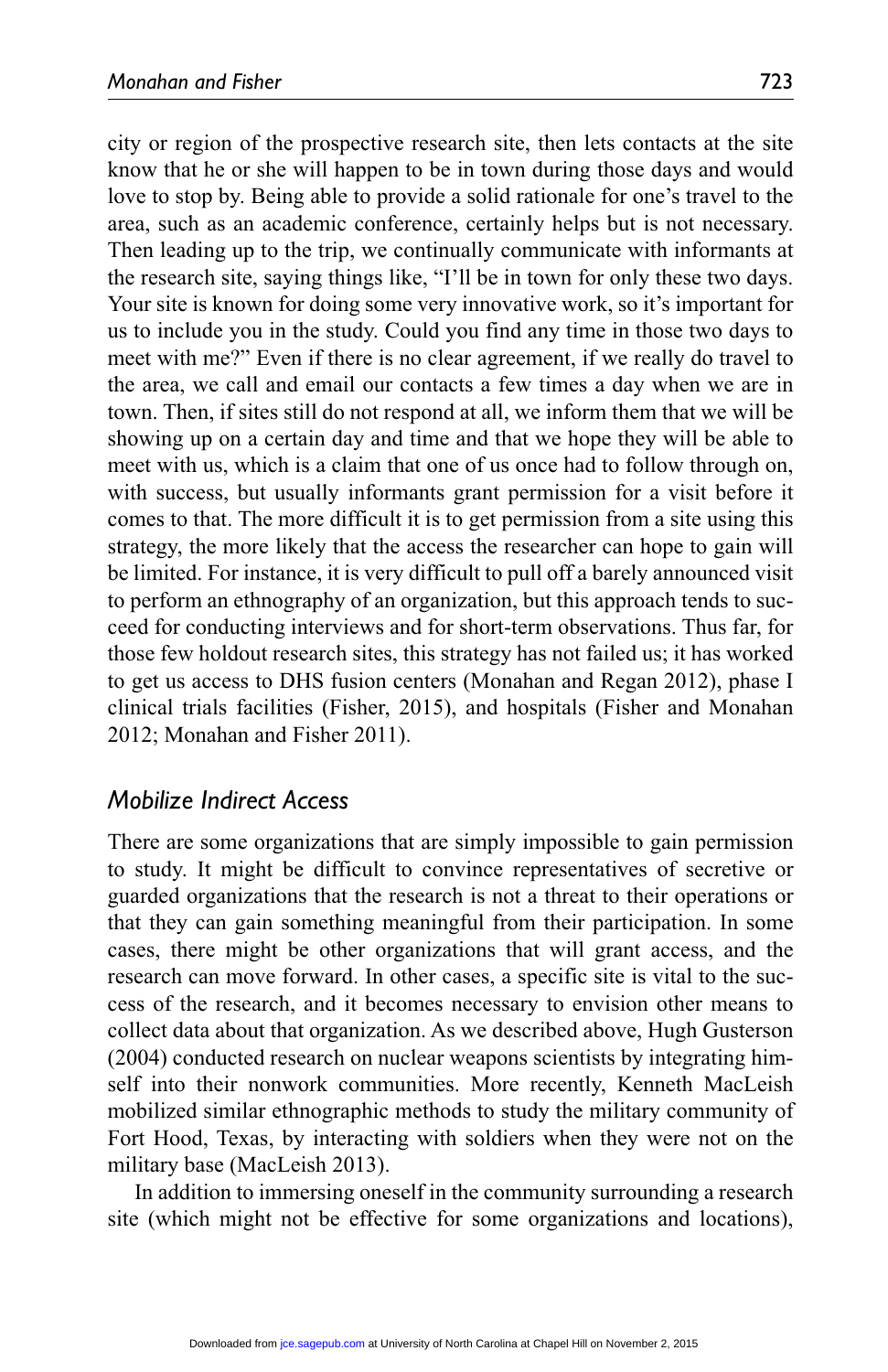city or region of the prospective research site, then lets contacts at the site know that he or she will happen to be in town during those days and would love to stop by. Being able to provide a solid rationale for one's travel to the area, such as an academic conference, certainly helps but is not necessary. Then leading up to the trip, we continually communicate with informants at the research site, saying things like, "I'll be in town for only these two days. Your site is known for doing some very innovative work, so it's important for us to include you in the study. Could you find any time in those two days to meet with me?" Even if there is no clear agreement, if we really do travel to the area, we call and email our contacts a few times a day when we are in town. Then, if sites still do not respond at all, we inform them that we will be showing up on a certain day and time and that we hope they will be able to meet with us, which is a claim that one of us once had to follow through on, with success, but usually informants grant permission for a visit before it comes to that. The more difficult it is to get permission from a site using this strategy, the more likely that the access the researcher can hope to gain will be limited. For instance, it is very difficult to pull off a barely announced visit to perform an ethnography of an organization, but this approach tends to succeed for conducting interviews and for short-term observations. Thus far, for those few holdout research sites, this strategy has not failed us; it has worked to get us access to DHS fusion centers (Monahan and Regan 2012), phase I clinical trials facilities (Fisher, 2015), and hospitals (Fisher and Monahan 2012; Monahan and Fisher 2011).

### *Mobilize Indirect Access*

There are some organizations that are simply impossible to gain permission to study. It might be difficult to convince representatives of secretive or guarded organizations that the research is not a threat to their operations or that they can gain something meaningful from their participation. In some cases, there might be other organizations that will grant access, and the research can move forward. In other cases, a specific site is vital to the success of the research, and it becomes necessary to envision other means to collect data about that organization. As we described above, Hugh Gusterson (2004) conducted research on nuclear weapons scientists by integrating himself into their nonwork communities. More recently, Kenneth MacLeish mobilized similar ethnographic methods to study the military community of Fort Hood, Texas, by interacting with soldiers when they were not on the military base (MacLeish 2013).

In addition to immersing oneself in the community surrounding a research site (which might not be effective for some organizations and locations),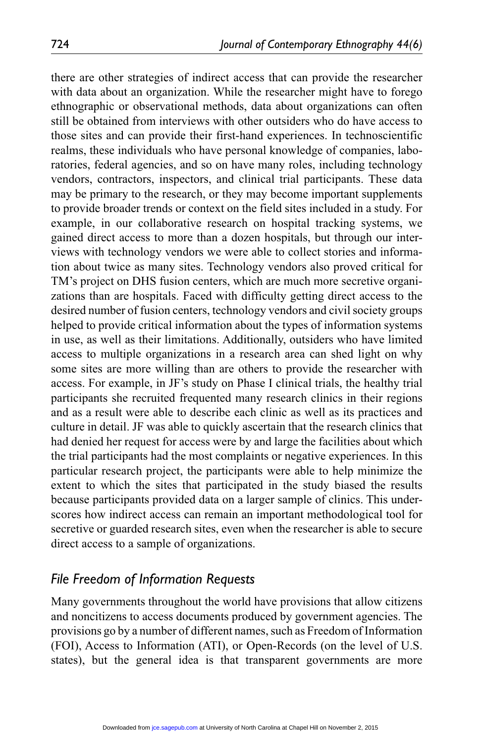there are other strategies of indirect access that can provide the researcher with data about an organization. While the researcher might have to forego ethnographic or observational methods, data about organizations can often still be obtained from interviews with other outsiders who do have access to those sites and can provide their first-hand experiences. In technoscientific realms, these individuals who have personal knowledge of companies, laboratories, federal agencies, and so on have many roles, including technology vendors, contractors, inspectors, and clinical trial participants. These data may be primary to the research, or they may become important supplements to provide broader trends or context on the field sites included in a study. For example, in our collaborative research on hospital tracking systems, we gained direct access to more than a dozen hospitals, but through our interviews with technology vendors we were able to collect stories and information about twice as many sites. Technology vendors also proved critical for TM's project on DHS fusion centers, which are much more secretive organizations than are hospitals. Faced with difficulty getting direct access to the desired number of fusion centers, technology vendors and civil society groups helped to provide critical information about the types of information systems in use, as well as their limitations. Additionally, outsiders who have limited access to multiple organizations in a research area can shed light on why some sites are more willing than are others to provide the researcher with access. For example, in JF's study on Phase I clinical trials, the healthy trial participants she recruited frequented many research clinics in their regions and as a result were able to describe each clinic as well as its practices and culture in detail. JF was able to quickly ascertain that the research clinics that had denied her request for access were by and large the facilities about which the trial participants had the most complaints or negative experiences. In this particular research project, the participants were able to help minimize the extent to which the sites that participated in the study biased the results because participants provided data on a larger sample of clinics. This underscores how indirect access can remain an important methodological tool for secretive or guarded research sites, even when the researcher is able to secure direct access to a sample of organizations.

### *File Freedom of Information Requests*

Many governments throughout the world have provisions that allow citizens and noncitizens to access documents produced by government agencies. The provisions go by a number of different names, such as Freedom of Information (FOI), Access to Information (ATI), or Open-Records (on the level of U.S. states), but the general idea is that transparent governments are more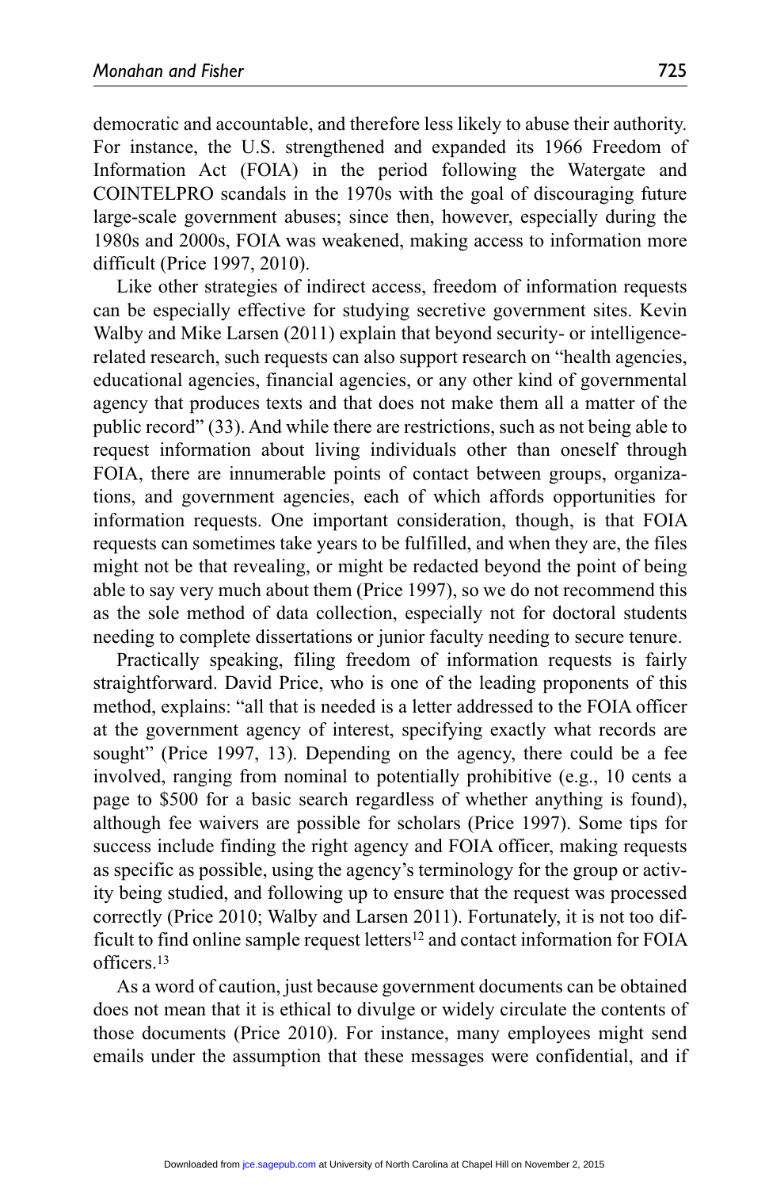democratic and accountable, and therefore less likely to abuse their authority. For instance, the U.S. strengthened and expanded its 1966 Freedom of Information Act (FOIA) in the period following the Watergate and COINTELPRO scandals in the 1970s with the goal of discouraging future large-scale government abuses; since then, however, especially during the 1980s and 2000s, FOIA was weakened, making access to information more difficult (Price 1997, 2010).

Like other strategies of indirect access, freedom of information requests can be especially effective for studying secretive government sites. Kevin Walby and Mike Larsen (2011) explain that beyond security- or intelligence-related research, such requests can also support research on "health agencies, educational agencies, financial agencies, or any other kind of governmental agency that produces texts and that does not make them all a matter of the public record" (33). And while there are restrictions, such as not being able to request information about living individuals other than oneself through FOIA, there are innumerable points of contact between groups, organizations, and government agencies, each of which affords opportunities for information requests. One important consideration, though, is that FOIA requests can sometimes take years to be fulfilled, and when they are, the files might not be that revealing, or might be redacted beyond the point of being able to say very much about them (Price 1997), so we do not recommend this as the sole method of data collection, especially not for doctoral students needing to complete dissertations or junior faculty needing to secure tenure.

Practically speaking, filing freedom of information requests is fairly straightforward. David Price, who is one of the leading proponents of this method, explains: "all that is needed is a letter addressed to the FOIA officer at the government agency of interest, specifying exactly what records are sought" (Price 1997, 13). Depending on the agency, there could be a fee involved, ranging from nominal to potentially prohibitive (e.g., 10 cents a page to $500 for a basic search regardless of whether anything is found), although fee waivers are possible for scholars (Price 1997). Some tips for success include finding the right agency and FOIA officer, making requests as specific as possible, using the agency's terminology for the group or activity being studied, and following up to ensure that the request was processed correctly (Price 2010; Walby and Larsen 2011). Fortunately, it is not too difficult to find online sample request letters[12] and contact information for FOIA officers.[13]

As a word of caution, just because government documents can be obtained does not mean that it is ethical to divulge or widely circulate the contents of those documents (Price 2010). For instance, many employees might send emails under the assumption that these messages were confidential, and if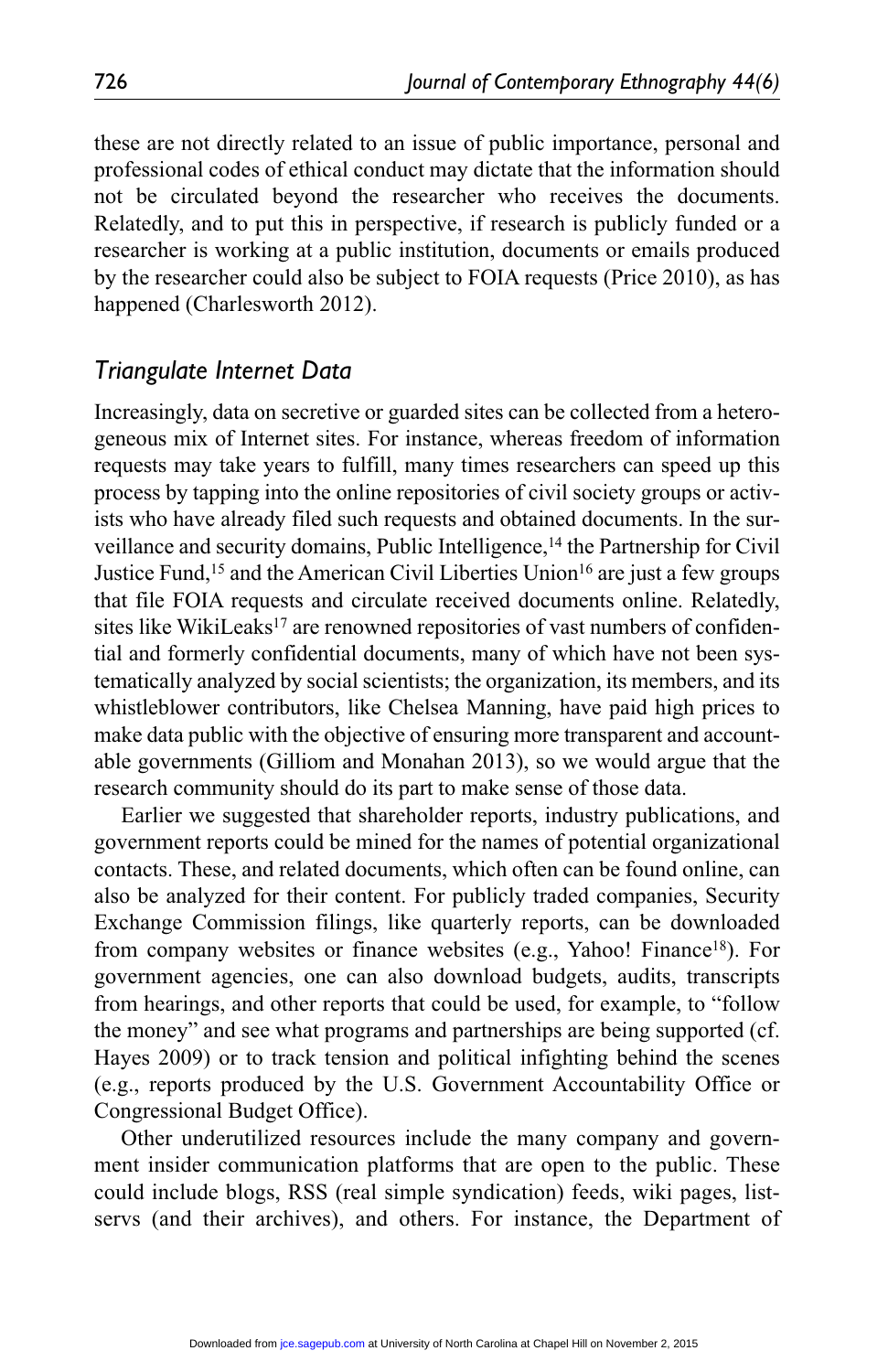these are not directly related to an issue of public importance, personal and professional codes of ethical conduct may dictate that the information should not be circulated beyond the researcher who receives the documents. Relatedly, and to put this in perspective, if research is publicly funded or a researcher is working at a public institution, documents or emails produced by the researcher could also be subject to FOIA requests (Price 2010), as has happened (Charlesworth 2012).

### *Triangulate Internet Data*

Increasingly, data on secretive or guarded sites can be collected from a heterogeneous mix of Internet sites. For instance, whereas freedom of information requests may take years to fulfill, many times researchers can speed up this process by tapping into the online repositories of civil society groups or activists who have already filed such requests and obtained documents. In the surveillance and security domains, Public Intelligence,[14] the Partnership for Civil Justice Fund,[15] and the American Civil Liberties Union[16] are just a few groups that file FOIA requests and circulate received documents online. Relatedly, sites like WikiLeaks[17] are renowned repositories of vast numbers of confidential and formerly confidential documents, many of which have not been systematically analyzed by social scientists; the organization, its members, and its whistleblower contributors, like Chelsea Manning, have paid high prices to make data public with the objective of ensuring more transparent and accountable governments (Gilliom and Monahan 2013), so we would argue that the research community should do its part to make sense of those data.

Earlier we suggested that shareholder reports, industry publications, and government reports could be mined for the names of potential organizational contacts. These, and related documents, which often can be found online, can also be analyzed for their content. For publicly traded companies, Security Exchange Commission filings, like quarterly reports, can be downloaded from company websites or finance websites (e.g., Yahoo! Finance[18]). For government agencies, one can also download budgets, audits, transcripts from hearings, and other reports that could be used, for example, to "follow the money" and see what programs and partnerships are being supported (cf. Hayes 2009) or to track tension and political infighting behind the scenes (e.g., reports produced by the U.S. Government Accountability Office or Congressional Budget Office).

Other underutilized resources include the many company and government insider communication platforms that are open to the public. These could include blogs, RSS (real simple syndication) feeds, wiki pages, listservs (and their archives), and others. For instance, the Department of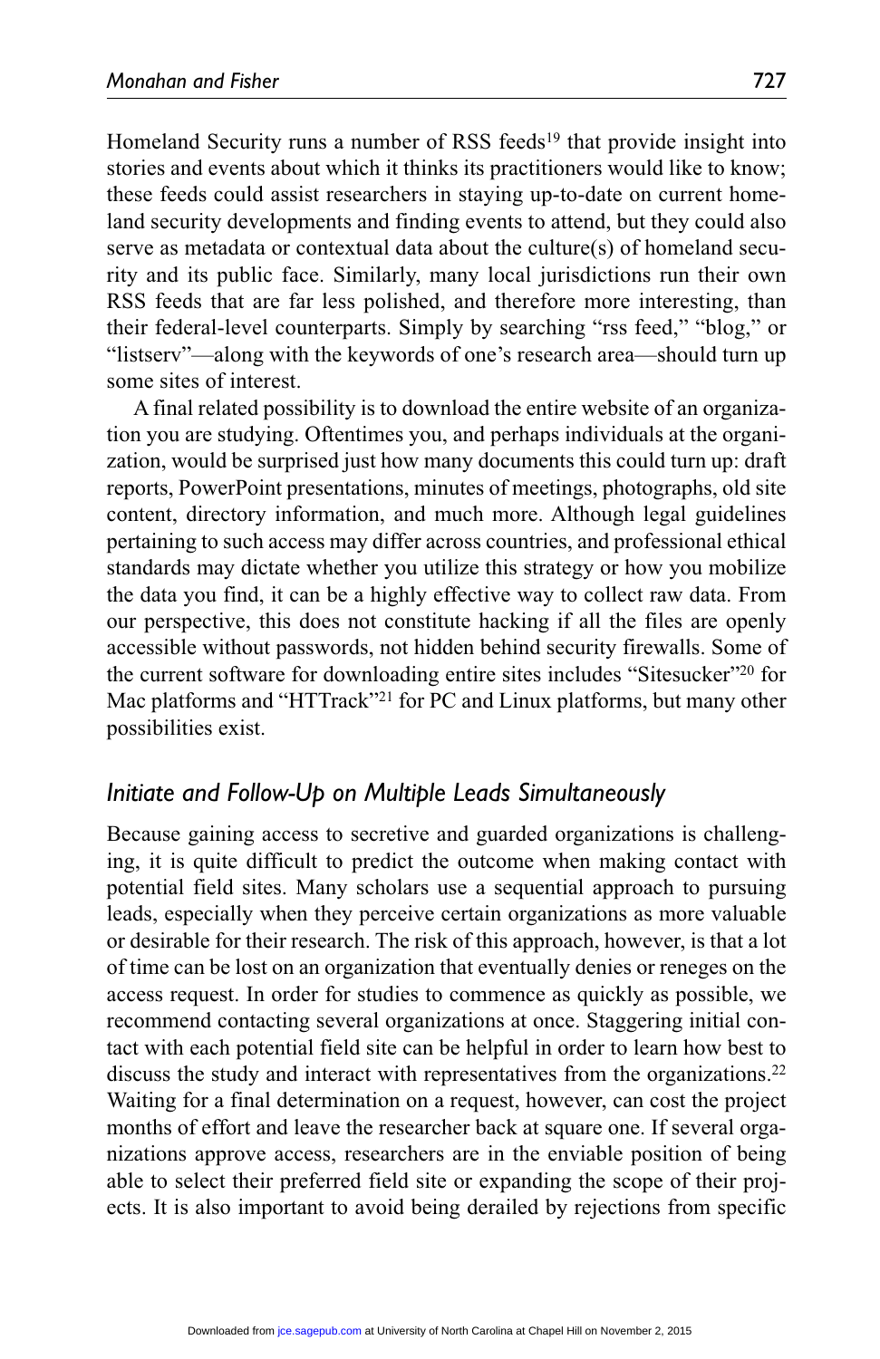Homeland Security runs a number of RSS feeds[19] that provide insight into stories and events about which it thinks its practitioners would like to know; these feeds could assist researchers in staying up-to-date on current homeland security developments and finding events to attend, but they could also serve as metadata or contextual data about the culture(s) of homeland security and its public face. Similarly, many local jurisdictions run their own RSS feeds that are far less polished, and therefore more interesting, than their federal-level counterparts. Simply by searching "rss feed," "blog," or "listserv"—along with the keywords of one's research area—should turn up some sites of interest.

A final related possibility is to download the entire website of an organization you are studying. Oftentimes you, and perhaps individuals at the organization, would be surprised just how many documents this could turn up: draft reports, PowerPoint presentations, minutes of meetings, photographs, old site content, directory information, and much more. Although legal guidelines pertaining to such access may differ across countries, and professional ethical standards may dictate whether you utilize this strategy or how you mobilize the data you find, it can be a highly effective way to collect raw data. From our perspective, this does not constitute hacking if all the files are openly accessible without passwords, not hidden behind security firewalls. Some of the current software for downloading entire sites includes "Sitesucker"[20] for Mac platforms and "HTTrack"[21] for PC and Linux platforms, but many other possibilities exist.

### *Initiate and Follow-Up on Multiple Leads Simultaneously*

Because gaining access to secretive and guarded organizations is challenging, it is quite difficult to predict the outcome when making contact with potential field sites. Many scholars use a sequential approach to pursuing leads, especially when they perceive certain organizations as more valuable or desirable for their research. The risk of this approach, however, is that a lot of time can be lost on an organization that eventually denies or reneges on the access request. In order for studies to commence as quickly as possible, we recommend contacting several organizations at once. Staggering initial contact with each potential field site can be helpful in order to learn how best to discuss the study and interact with representatives from the organizations.[22] Waiting for a final determination on a request, however, can cost the project months of effort and leave the researcher back at square one. If several organizations approve access, researchers are in the enviable position of being able to select their preferred field site or expanding the scope of their projects. It is also important to avoid being derailed by rejections from specific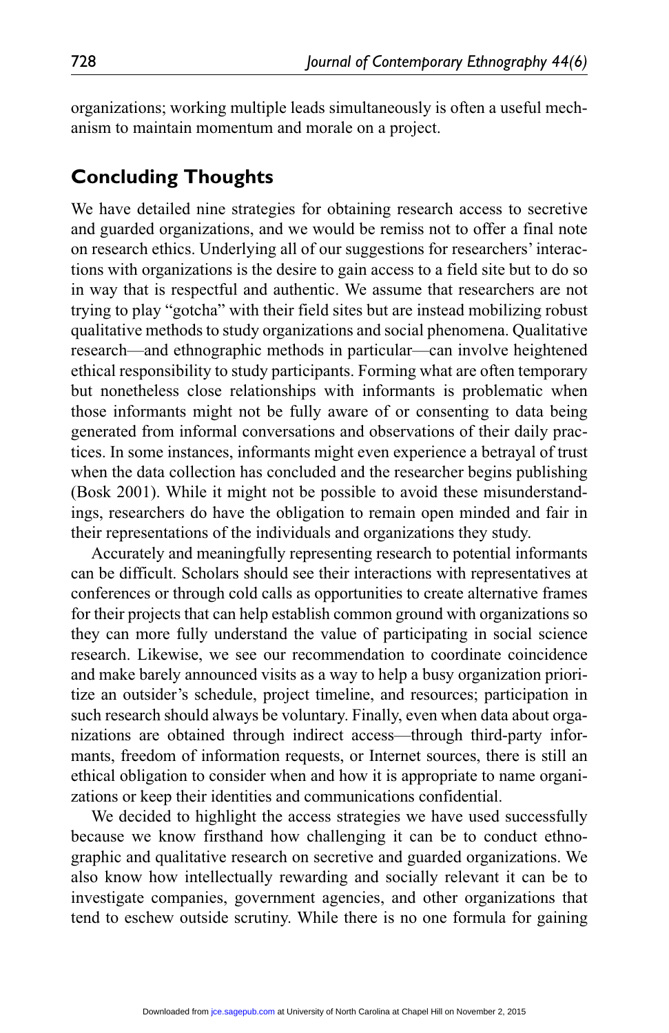organizations; working multiple leads simultaneously is often a useful mechanism to maintain momentum and morale on a project.

## Concluding Thoughts

We have detailed nine strategies for obtaining research access to secretive and guarded organizations, and we would be remiss not to offer a final note on research ethics. Underlying all of our suggestions for researchers' interactions with organizations is the desire to gain access to a field site but to do so in way that is respectful and authentic. We assume that researchers are not trying to play "gotcha" with their field sites but are instead mobilizing robust qualitative methods to study organizations and social phenomena. Qualitative research—and ethnographic methods in particular—can involve heightened ethical responsibility to study participants. Forming what are often temporary but nonetheless close relationships with informants is problematic when those informants might not be fully aware of or consenting to data being generated from informal conversations and observations of their daily practices. In some instances, informants might even experience a betrayal of trust when the data collection has concluded and the researcher begins publishing (Bosk 2001). While it might not be possible to avoid these misunderstandings, researchers do have the obligation to remain open minded and fair in their representations of the individuals and organizations they study.

Accurately and meaningfully representing research to potential informants can be difficult. Scholars should see their interactions with representatives at conferences or through cold calls as opportunities to create alternative frames for their projects that can help establish common ground with organizations so they can more fully understand the value of participating in social science research. Likewise, we see our recommendation to coordinate coincidence and make barely announced visits as a way to help a busy organization prioritize an outsider's schedule, project timeline, and resources; participation in such research should always be voluntary. Finally, even when data about organizations are obtained through indirect access—through third-party informants, freedom of information requests, or Internet sources, there is still an ethical obligation to consider when and how it is appropriate to name organizations or keep their identities and communications confidential.

We decided to highlight the access strategies we have used successfully because we know firsthand how challenging it can be to conduct ethnographic and qualitative research on secretive and guarded organizations. We also know how intellectually rewarding and socially relevant it can be to investigate companies, government agencies, and other organizations that tend to eschew outside scrutiny. While there is no one formula for gaining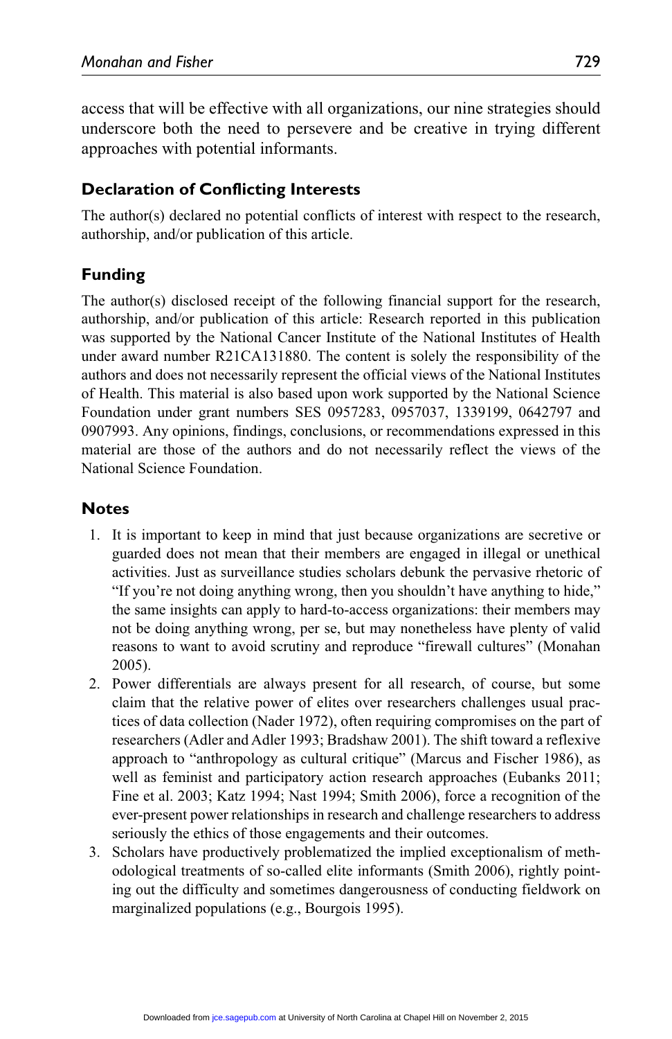access that will be effective with all organizations, our nine strategies should underscore both the need to persevere and be creative in trying different approaches with potential informants.

## Declaration of Conflicting Interests

The author(s) declared no potential conflicts of interest with respect to the research, authorship, and/or publication of this article.

## Funding

The author(s) disclosed receipt of the following financial support for the research, authorship, and/or publication of this article: Research reported in this publication was supported by the National Cancer Institute of the National Institutes of Health under award number R21CA131880. The content is solely the responsibility of the authors and does not necessarily represent the official views of the National Institutes of Health. This material is also based upon work supported by the National Science Foundation under grant numbers SES 0957283, 0957037, 1339199, 0642797 and 0907993. Any opinions, findings, conclusions, or recommendations expressed in this material are those of the authors and do not necessarily reflect the views of the National Science Foundation.

## Notes

1. It is important to keep in mind that just because organizations are secretive or guarded does not mean that their members are engaged in illegal or unethical activities. Just as surveillance studies scholars debunk the pervasive rhetoric of "If you're not doing anything wrong, then you shouldn't have anything to hide," the same insights can apply to hard-to-access organizations: their members may not be doing anything wrong, per se, but may nonetheless have plenty of valid reasons to want to avoid scrutiny and reproduce "firewall cultures" (Monahan 2005).
2. Power differentials are always present for all research, of course, but some claim that the relative power of elites over researchers challenges usual practices of data collection (Nader 1972), often requiring compromises on the part of researchers (Adler and Adler 1993; Bradshaw 2001). The shift toward a reflexive approach to "anthropology as cultural critique" (Marcus and Fischer 1986), as well as feminist and participatory action research approaches (Eubanks 2011; Fine et al. 2003; Katz 1994; Nast 1994; Smith 2006), force a recognition of the ever-present power relationships in research and challenge researchers to address seriously the ethics of those engagements and their outcomes.
3. Scholars have productively problematized the implied exceptionalism of methodological treatments of so-called elite informants (Smith 2006), rightly pointing out the difficulty and sometimes dangerousness of conducting fieldwork on marginalized populations (e.g., Bourgois 1995).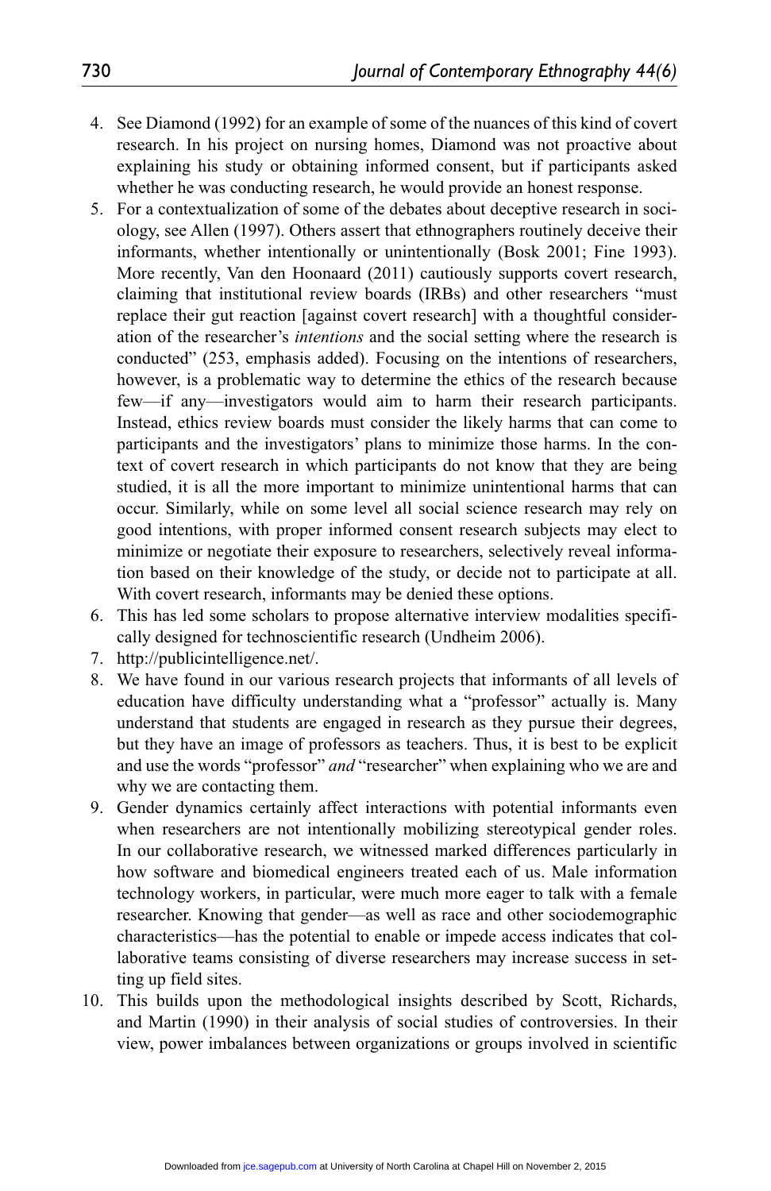4. See Diamond (1992) for an example of some of the nuances of this kind of covert research. In his project on nursing homes, Diamond was not proactive about explaining his study or obtaining informed consent, but if participants asked whether he was conducting research, he would provide an honest response.
5. For a contextualization of some of the debates about deceptive research in sociology, see Allen (1997). Others assert that ethnographers routinely deceive their informants, whether intentionally or unintentionally (Bosk 2001; Fine 1993). More recently, Van den Hoonaard (2011) cautiously supports covert research, claiming that institutional review boards (IRBs) and other researchers "must replace their gut reaction [against covert research] with a thoughtful consideration of the researcher's *intentions* and the social setting where the research is conducted" (253, emphasis added). Focusing on the intentions of researchers, however, is a problematic way to determine the ethics of the research because few—if any—investigators would aim to harm their research participants. Instead, ethics review boards must consider the likely harms that can come to participants and the investigators' plans to minimize those harms. In the context of covert research in which participants do not know that they are being studied, it is all the more important to minimize unintentional harms that can occur. Similarly, while on some level all social science research may rely on good intentions, with proper informed consent research subjects may elect to minimize or negotiate their exposure to researchers, selectively reveal information based on their knowledge of the study, or decide not to participate at all. With covert research, informants may be denied these options.
6. This has led some scholars to propose alternative interview modalities specifically designed for technoscientific research (Undheim 2006).
7. http://publicintelligence.net/.
8. We have found in our various research projects that informants of all levels of education have difficulty understanding what a "professor" actually is. Many understand that students are engaged in research as they pursue their degrees, but they have an image of professors as teachers. Thus, it is best to be explicit and use the words "professor" *and* "researcher" when explaining who we are and why we are contacting them.
9. Gender dynamics certainly affect interactions with potential informants even when researchers are not intentionally mobilizing stereotypical gender roles. In our collaborative research, we witnessed marked differences particularly in how software and biomedical engineers treated each of us. Male information technology workers, in particular, were much more eager to talk with a female researcher. Knowing that gender—as well as race and other sociodemographic characteristics—has the potential to enable or impede access indicates that collaborative teams consisting of diverse researchers may increase success in setting up field sites.
10. This builds upon the methodological insights described by Scott, Richards, and Martin (1990) in their analysis of social studies of controversies. In their view, power imbalances between organizations or groups involved in scientific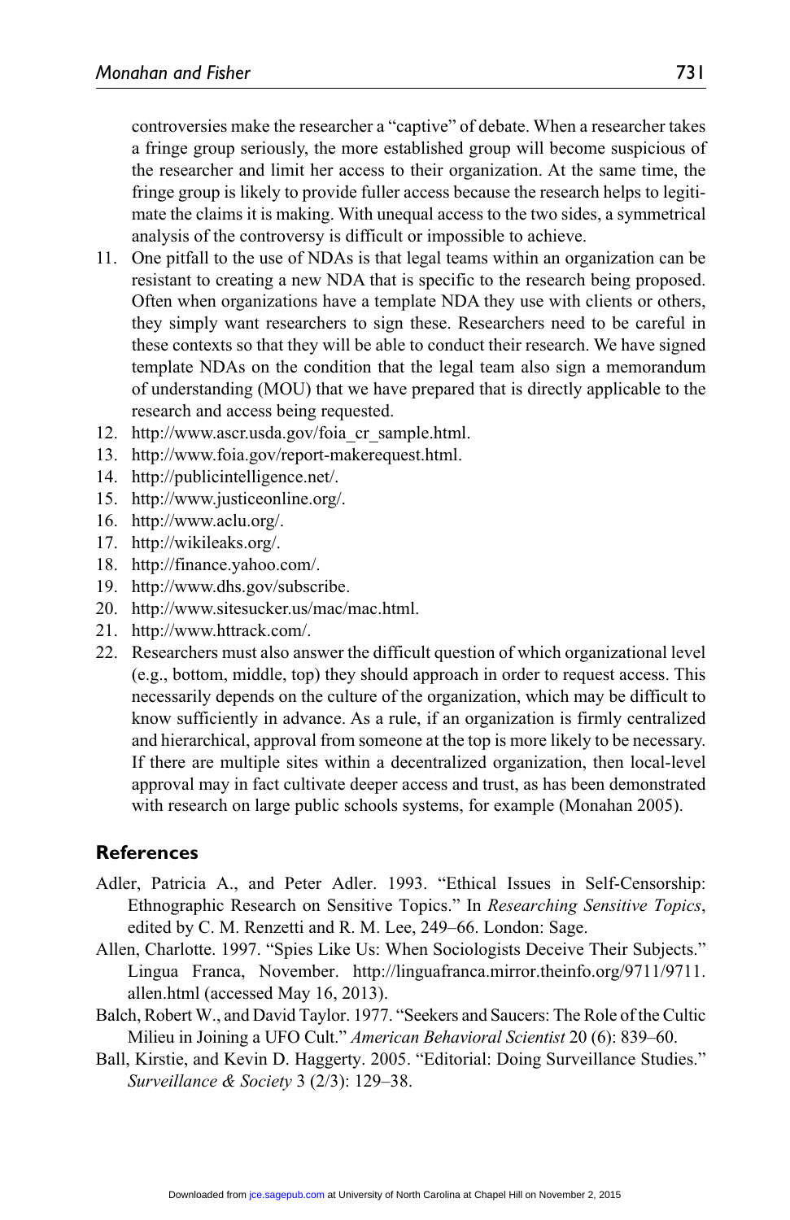controversies make the researcher a "captive" of debate. When a researcher takes a fringe group seriously, the more established group will become suspicious of the researcher and limit her access to their organization. At the same time, the fringe group is likely to provide fuller access because the research helps to legitimate the claims it is making. With unequal access to the two sides, a symmetrical analysis of the controversy is difficult or impossible to achieve.

11. One pitfall to the use of NDAs is that legal teams within an organization can be resistant to creating a new NDA that is specific to the research being proposed. Often when organizations have a template NDA they use with clients or others, they simply want researchers to sign these. Researchers need to be careful in these contexts so that they will be able to conduct their research. We have signed template NDAs on the condition that the legal team also sign a memorandum of understanding (MOU) that we have prepared that is directly applicable to the research and access being requested.
12. http://www.ascr.usda.gov/foia_cr_sample.html.
13. http://www.foia.gov/report-makerequest.html.
14. http://publicintelligence.net/.
15. http://www.justiceonline.org/.
16. http://www.aclu.org/.
17. http://wikileaks.org/.
18. http://finance.yahoo.com/.
19. http://www.dhs.gov/subscribe.
20. http://www.sitesucker.us/mac/mac.html.
21. http://www.httrack.com/.
22. Researchers must also answer the difficult question of which organizational level (e.g., bottom, middle, top) they should approach in order to request access. This necessarily depends on the culture of the organization, which may be difficult to know sufficiently in advance. As a rule, if an organization is firmly centralized and hierarchical, approval from someone at the top is more likely to be necessary. If there are multiple sites within a decentralized organization, then local-level approval may in fact cultivate deeper access and trust, as has been demonstrated with research on large public schools systems, for example (Monahan 2005).

## References

Adler, Patricia A., and Peter Adler. 1993. "Ethical Issues in Self-Censorship: Ethnographic Research on Sensitive Topics." In *Researching Sensitive Topics*, edited by C. M. Renzetti and R. M. Lee, 249–66. London: Sage.

Allen, Charlotte. 1997. "Spies Like Us: When Sociologists Deceive Their Subjects." Lingua Franca, November. http://linguafranca.mirror.theinfo.org/9711/9711.allen.html (accessed May 16, 2013).

Balch, Robert W., and David Taylor. 1977. "Seekers and Saucers: The Role of the Cultic Milieu in Joining a UFO Cult." *American Behavioral Scientist* 20 (6): 839–60.

Ball, Kirstie, and Kevin D. Haggerty. 2005. "Editorial: Doing Surveillance Studies." *Surveillance & Society* 3 (2/3): 129–38.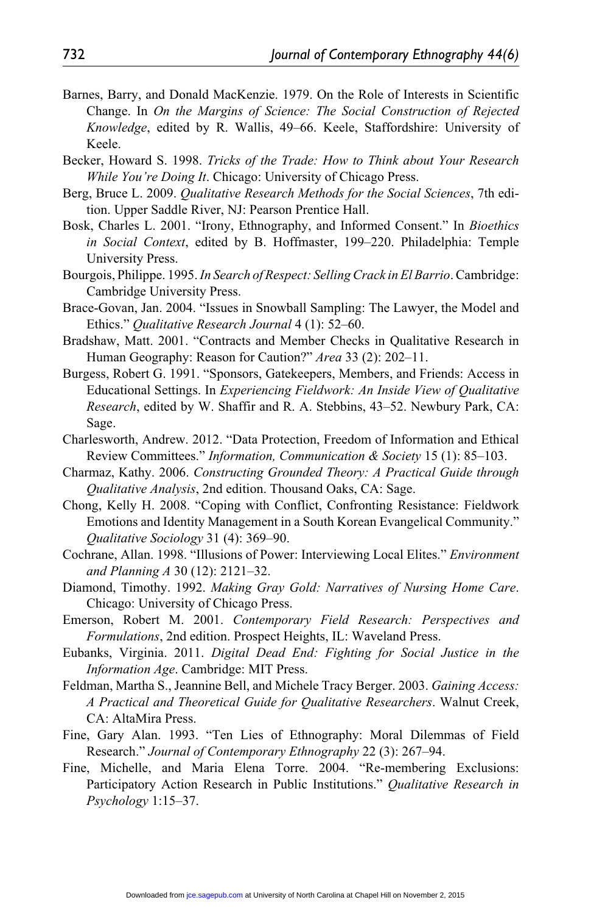Barnes, Barry, and Donald MacKenzie. 1979. On the Role of Interests in Scientific Change. In *On the Margins of Science: The Social Construction of Rejected Knowledge*, edited by R. Wallis, 49–66. Keele, Staffordshire: University of Keele.

Becker, Howard S. 1998. *Tricks of the Trade: How to Think about Your Research While You're Doing It*. Chicago: University of Chicago Press.

Berg, Bruce L. 2009. *Qualitative Research Methods for the Social Sciences*, 7th edition. Upper Saddle River, NJ: Pearson Prentice Hall.

Bosk, Charles L. 2001. "Irony, Ethnography, and Informed Consent." In *Bioethics in Social Context*, edited by B. Hoffmaster, 199–220. Philadelphia: Temple University Press.

Bourgois, Philippe. 1995. *In Search of Respect: Selling Crack in El Barrio*. Cambridge: Cambridge University Press.

Brace-Govan, Jan. 2004. "Issues in Snowball Sampling: The Lawyer, the Model and Ethics." *Qualitative Research Journal* 4 (1): 52–60.

Bradshaw, Matt. 2001. "Contracts and Member Checks in Qualitative Research in Human Geography: Reason for Caution?" *Area* 33 (2): 202–11.

Burgess, Robert G. 1991. "Sponsors, Gatekeepers, Members, and Friends: Access in Educational Settings. In *Experiencing Fieldwork: An Inside View of Qualitative Research*, edited by W. Shaffir and R. A. Stebbins, 43–52. Newbury Park, CA: Sage.

Charlesworth, Andrew. 2012. "Data Protection, Freedom of Information and Ethical Review Committees." *Information, Communication & Society* 15 (1): 85–103.

Charmaz, Kathy. 2006. *Constructing Grounded Theory: A Practical Guide through Qualitative Analysis*, 2nd edition. Thousand Oaks, CA: Sage.

Chong, Kelly H. 2008. "Coping with Conflict, Confronting Resistance: Fieldwork Emotions and Identity Management in a South Korean Evangelical Community." *Qualitative Sociology* 31 (4): 369–90.

Cochrane, Allan. 1998. "Illusions of Power: Interviewing Local Elites." *Environment and Planning A* 30 (12): 2121–32.

Diamond, Timothy. 1992. *Making Gray Gold: Narratives of Nursing Home Care*. Chicago: University of Chicago Press.

Emerson, Robert M. 2001. *Contemporary Field Research: Perspectives and Formulations*, 2nd edition. Prospect Heights, IL: Waveland Press.

Eubanks, Virginia. 2011. *Digital Dead End: Fighting for Social Justice in the Information Age*. Cambridge: MIT Press.

Feldman, Martha S., Jeannine Bell, and Michele Tracy Berger. 2003. *Gaining Access: A Practical and Theoretical Guide for Qualitative Researchers*. Walnut Creek, CA: AltaMira Press.

Fine, Gary Alan. 1993. "Ten Lies of Ethnography: Moral Dilemmas of Field Research." *Journal of Contemporary Ethnography* 22 (3): 267–94.

Fine, Michelle, and Maria Elena Torre. 2004. "Re-membering Exclusions: Participatory Action Research in Public Institutions." *Qualitative Research in Psychology* 1:15–37.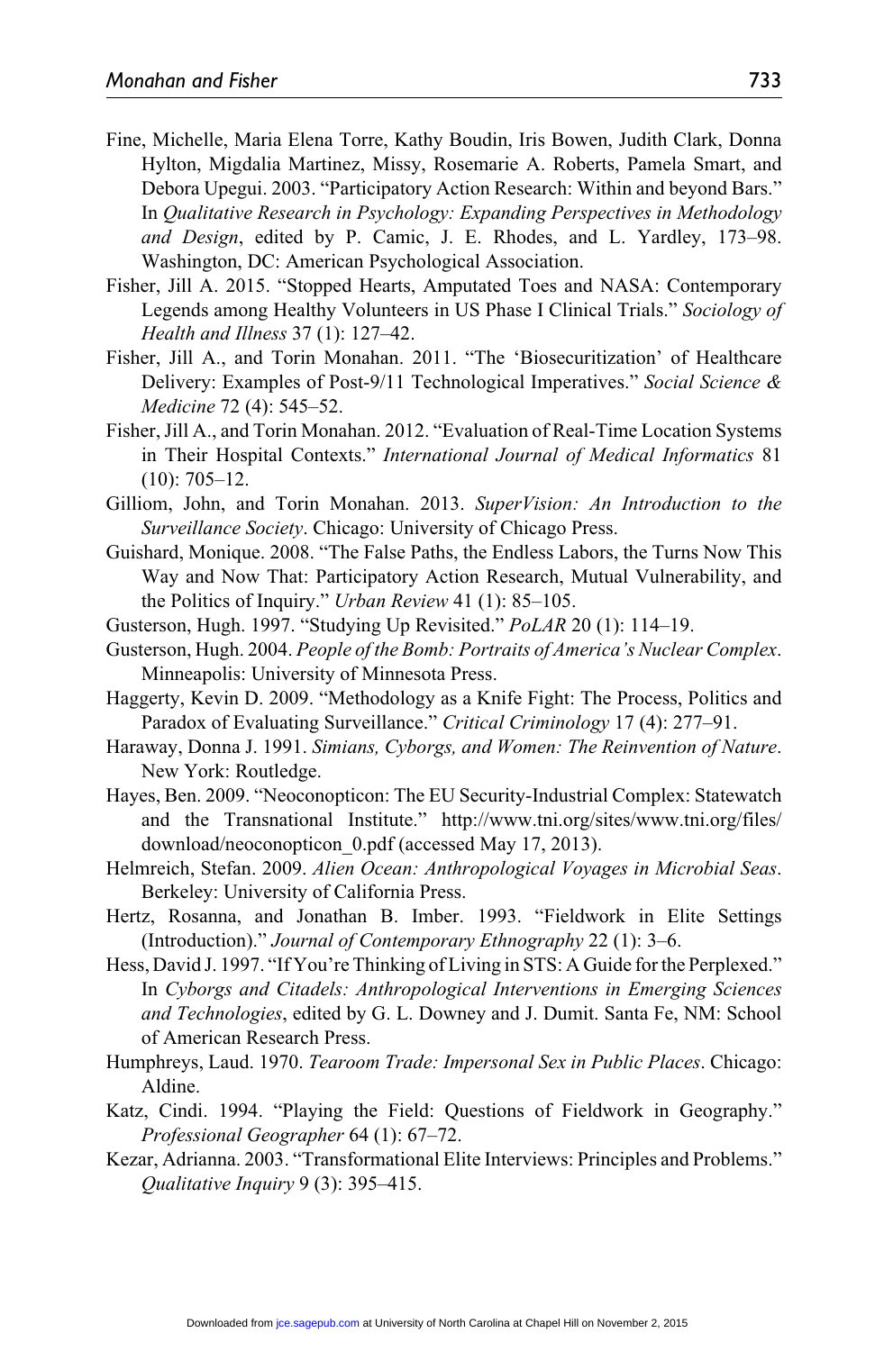Fine, Michelle, Maria Elena Torre, Kathy Boudin, Iris Bowen, Judith Clark, Donna Hylton, Migdalia Martinez, Missy, Rosemarie A. Roberts, Pamela Smart, and Debora Upegui. 2003. "Participatory Action Research: Within and beyond Bars." In *Qualitative Research in Psychology: Expanding Perspectives in Methodology and Design*, edited by P. Camic, J. E. Rhodes, and L. Yardley, 173–98. Washington, DC: American Psychological Association.

Fisher, Jill A. 2015. "Stopped Hearts, Amputated Toes and NASA: Contemporary Legends among Healthy Volunteers in US Phase I Clinical Trials." *Sociology of Health and Illness* 37 (1): 127–42.

Fisher, Jill A., and Torin Monahan. 2011. "The 'Biosecuritization' of Healthcare Delivery: Examples of Post-9/11 Technological Imperatives." *Social Science & Medicine* 72 (4): 545–52.

Fisher, Jill A., and Torin Monahan. 2012. "Evaluation of Real-Time Location Systems in Their Hospital Contexts." *International Journal of Medical Informatics* 81 (10): 705–12.

Gilliom, John, and Torin Monahan. 2013. *SuperVision: An Introduction to the Surveillance Society*. Chicago: University of Chicago Press.

Guishard, Monique. 2008. "The False Paths, the Endless Labors, the Turns Now This Way and Now That: Participatory Action Research, Mutual Vulnerability, and the Politics of Inquiry." *Urban Review* 41 (1): 85–105.

Gusterson, Hugh. 1997. "Studying Up Revisited." *PoLAR* 20 (1): 114–19.

Gusterson, Hugh. 2004. *People of the Bomb: Portraits of America's Nuclear Complex*. Minneapolis: University of Minnesota Press.

Haggerty, Kevin D. 2009. "Methodology as a Knife Fight: The Process, Politics and Paradox of Evaluating Surveillance." *Critical Criminology* 17 (4): 277–91.

Haraway, Donna J. 1991. *Simians, Cyborgs, and Women: The Reinvention of Nature*. New York: Routledge.

Hayes, Ben. 2009. "Neoconopticon: The EU Security-Industrial Complex: Statewatch and the Transnational Institute." http://www.tni.org/sites/www.tni.org/files/download/neoconopticon_0.pdf (accessed May 17, 2013).

Helmreich, Stefan. 2009. *Alien Ocean: Anthropological Voyages in Microbial Seas*. Berkeley: University of California Press.

Hertz, Rosanna, and Jonathan B. Imber. 1993. "Fieldwork in Elite Settings (Introduction)." *Journal of Contemporary Ethnography* 22 (1): 3–6.

Hess, David J. 1997. "If You're Thinking of Living in STS: A Guide for the Perplexed." In *Cyborgs and Citadels: Anthropological Interventions in Emerging Sciences and Technologies*, edited by G. L. Downey and J. Dumit. Santa Fe, NM: School of American Research Press.

Humphreys, Laud. 1970. *Tearoom Trade: Impersonal Sex in Public Places*. Chicago: Aldine.

Katz, Cindi. 1994. "Playing the Field: Questions of Fieldwork in Geography." *Professional Geographer* 64 (1): 67–72.

Kezar, Adrianna. 2003. "Transformational Elite Interviews: Principles and Problems." *Qualitative Inquiry* 9 (3): 395–415.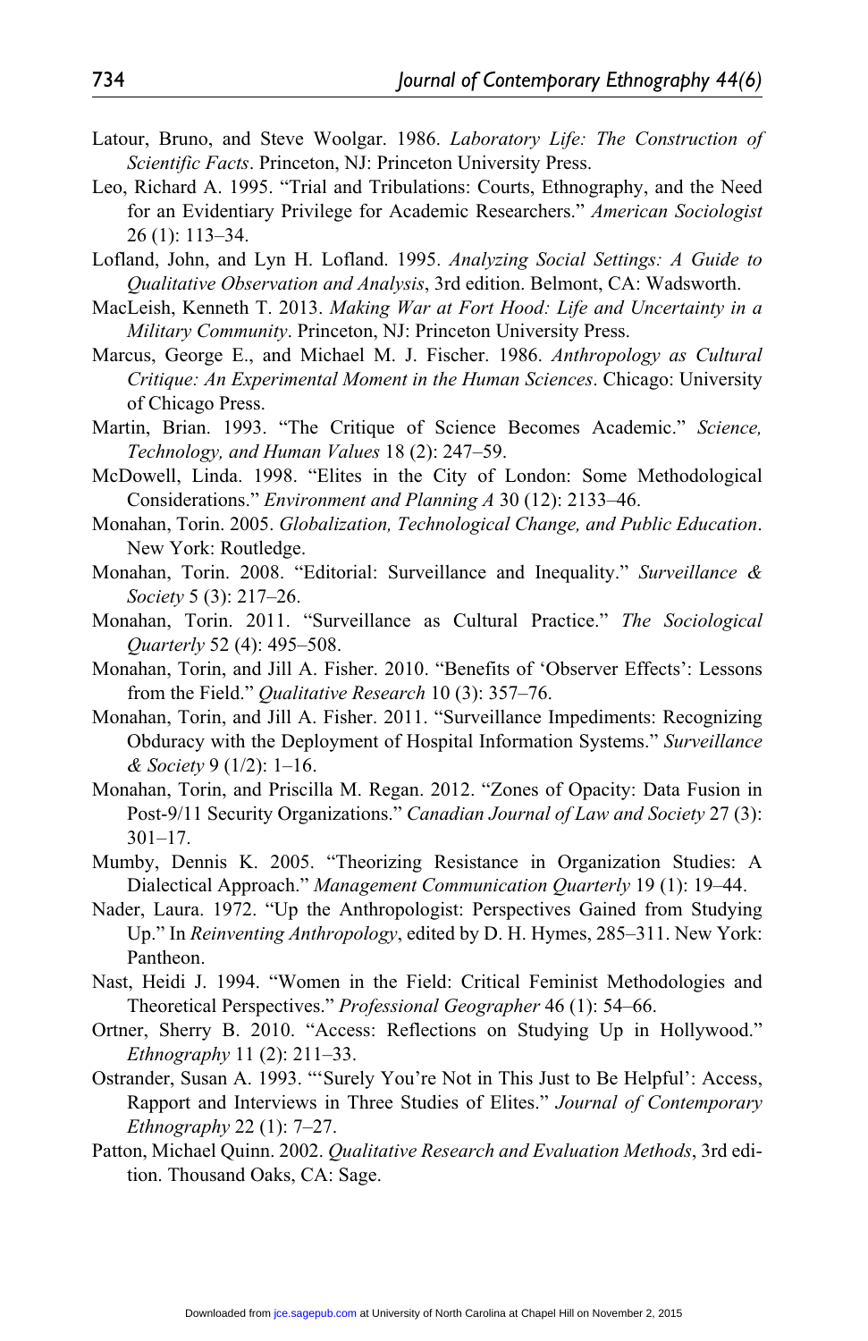Latour, Bruno, and Steve Woolgar. 1986. *Laboratory Life: The Construction of Scientific Facts*. Princeton, NJ: Princeton University Press.

Leo, Richard A. 1995. "Trial and Tribulations: Courts, Ethnography, and the Need for an Evidentiary Privilege for Academic Researchers." *American Sociologist* 26 (1): 113–34.

Lofland, John, and Lyn H. Lofland. 1995. *Analyzing Social Settings: A Guide to Qualitative Observation and Analysis*, 3rd edition. Belmont, CA: Wadsworth.

MacLeish, Kenneth T. 2013. *Making War at Fort Hood: Life and Uncertainty in a Military Community*. Princeton, NJ: Princeton University Press.

Marcus, George E., and Michael M. J. Fischer. 1986. *Anthropology as Cultural Critique: An Experimental Moment in the Human Sciences*. Chicago: University of Chicago Press.

Martin, Brian. 1993. "The Critique of Science Becomes Academic." *Science, Technology, and Human Values* 18 (2): 247–59.

McDowell, Linda. 1998. "Elites in the City of London: Some Methodological Considerations." *Environment and Planning A* 30 (12): 2133–46.

Monahan, Torin. 2005. *Globalization, Technological Change, and Public Education*. New York: Routledge.

Monahan, Torin. 2008. "Editorial: Surveillance and Inequality." *Surveillance & Society* 5 (3): 217–26.

Monahan, Torin. 2011. "Surveillance as Cultural Practice." *The Sociological Quarterly* 52 (4): 495–508.

Monahan, Torin, and Jill A. Fisher. 2010. "Benefits of 'Observer Effects': Lessons from the Field." *Qualitative Research* 10 (3): 357–76.

Monahan, Torin, and Jill A. Fisher. 2011. "Surveillance Impediments: Recognizing Obduracy with the Deployment of Hospital Information Systems." *Surveillance & Society* 9 (1/2): 1–16.

Monahan, Torin, and Priscilla M. Regan. 2012. "Zones of Opacity: Data Fusion in Post-9/11 Security Organizations." *Canadian Journal of Law and Society* 27 (3): 301–17.

Mumby, Dennis K. 2005. "Theorizing Resistance in Organization Studies: A Dialectical Approach." *Management Communication Quarterly* 19 (1): 19–44.

Nader, Laura. 1972. "Up the Anthropologist: Perspectives Gained from Studying Up." In *Reinventing Anthropology*, edited by D. H. Hymes, 285–311. New York: Pantheon.

Nast, Heidi J. 1994. "Women in the Field: Critical Feminist Methodologies and Theoretical Perspectives." *Professional Geographer* 46 (1): 54–66.

Ortner, Sherry B. 2010. "Access: Reflections on Studying Up in Hollywood." *Ethnography* 11 (2): 211–33.

Ostrander, Susan A. 1993. "'Surely You're Not in This Just to Be Helpful': Access, Rapport and Interviews in Three Studies of Elites." *Journal of Contemporary Ethnography* 22 (1): 7–27.

Patton, Michael Quinn. 2002. *Qualitative Research and Evaluation Methods*, 3rd edition. Thousand Oaks, CA: Sage.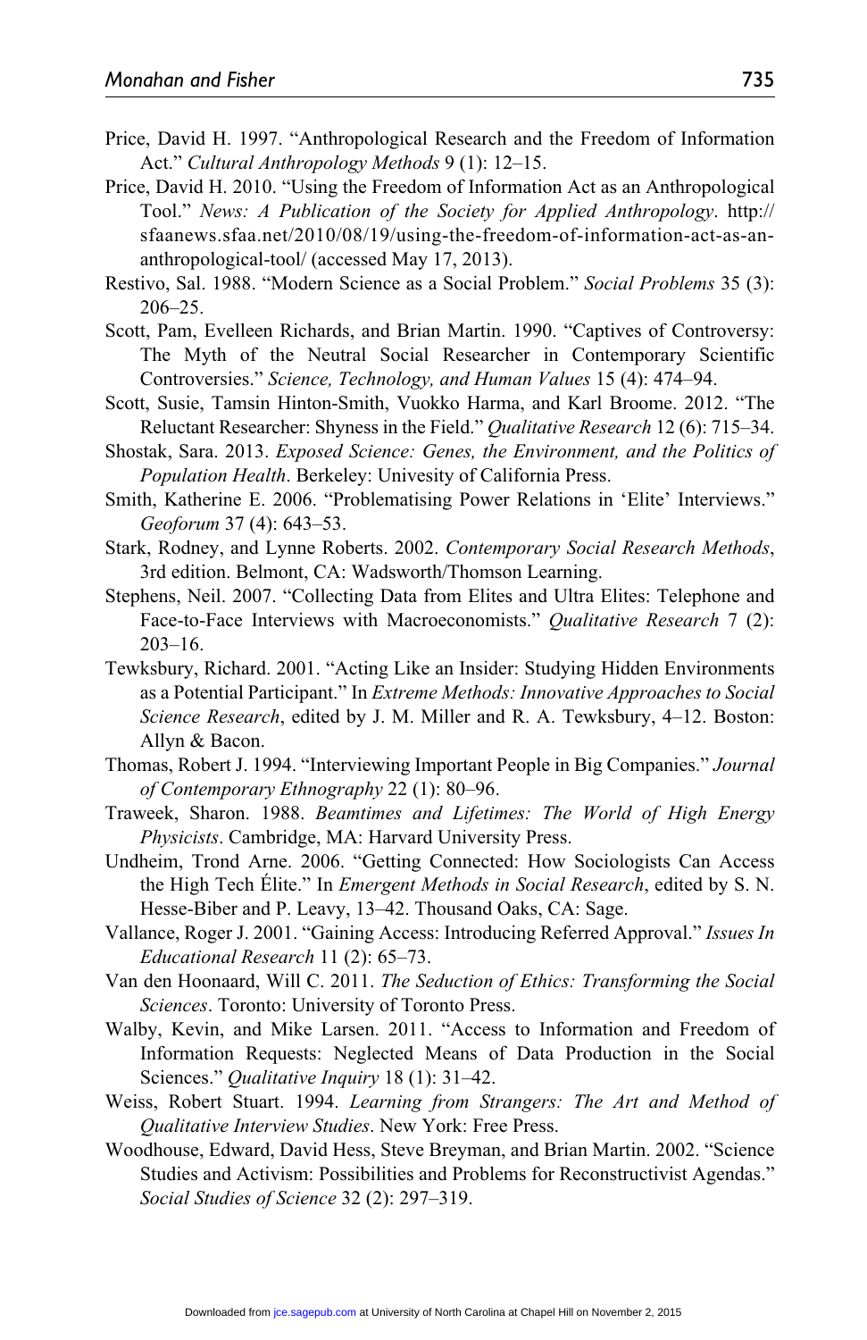Price, David H. 1997. "Anthropological Research and the Freedom of Information Act." *Cultural Anthropology Methods* 9 (1): 12–15.

Price, David H. 2010. "Using the Freedom of Information Act as an Anthropological Tool." *News: A Publication of the Society for Applied Anthropology*. http://sfaanews.sfaa.net/2010/08/19/using-the-freedom-of-information-act-as-an-anthropological-tool/ (accessed May 17, 2013).

Restivo, Sal. 1988. "Modern Science as a Social Problem." *Social Problems* 35 (3): 206–25.

Scott, Pam, Evelleen Richards, and Brian Martin. 1990. "Captives of Controversy: The Myth of the Neutral Social Researcher in Contemporary Scientific Controversies." *Science, Technology, and Human Values* 15 (4): 474–94.

Scott, Susie, Tamsin Hinton-Smith, Vuokko Harma, and Karl Broome. 2012. "The Reluctant Researcher: Shyness in the Field." *Qualitative Research* 12 (6): 715–34.

Shostak, Sara. 2013. *Exposed Science: Genes, the Environment, and the Politics of Population Health*. Berkeley: Univesity of California Press.

Smith, Katherine E. 2006. "Problematising Power Relations in 'Elite' Interviews." *Geoforum* 37 (4): 643–53.

Stark, Rodney, and Lynne Roberts. 2002. *Contemporary Social Research Methods*, 3rd edition. Belmont, CA: Wadsworth/Thomson Learning.

Stephens, Neil. 2007. "Collecting Data from Elites and Ultra Elites: Telephone and Face-to-Face Interviews with Macroeconomists." *Qualitative Research* 7 (2): 203–16.

Tewksbury, Richard. 2001. "Acting Like an Insider: Studying Hidden Environments as a Potential Participant." In *Extreme Methods: Innovative Approaches to Social Science Research*, edited by J. M. Miller and R. A. Tewksbury, 4–12. Boston: Allyn & Bacon.

Thomas, Robert J. 1994. "Interviewing Important People in Big Companies." *Journal of Contemporary Ethnography* 22 (1): 80–96.

Traweek, Sharon. 1988. *Beamtimes and Lifetimes: The World of High Energy Physicists*. Cambridge, MA: Harvard University Press.

Undheim, Trond Arne. 2006. "Getting Connected: How Sociologists Can Access the High Tech Élite." In *Emergent Methods in Social Research*, edited by S. N. Hesse-Biber and P. Leavy, 13–42. Thousand Oaks, CA: Sage.

Vallance, Roger J. 2001. "Gaining Access: Introducing Referred Approval." *Issues In Educational Research* 11 (2): 65–73.

Van den Hoonaard, Will C. 2011. *The Seduction of Ethics: Transforming the Social Sciences*. Toronto: University of Toronto Press.

Walby, Kevin, and Mike Larsen. 2011. "Access to Information and Freedom of Information Requests: Neglected Means of Data Production in the Social Sciences." *Qualitative Inquiry* 18 (1): 31–42.

Weiss, Robert Stuart. 1994. *Learning from Strangers: The Art and Method of Qualitative Interview Studies*. New York: Free Press.

Woodhouse, Edward, David Hess, Steve Breyman, and Brian Martin. 2002. "Science Studies and Activism: Possibilities and Problems for Reconstructivist Agendas." *Social Studies of Science* 32 (2): 297–319.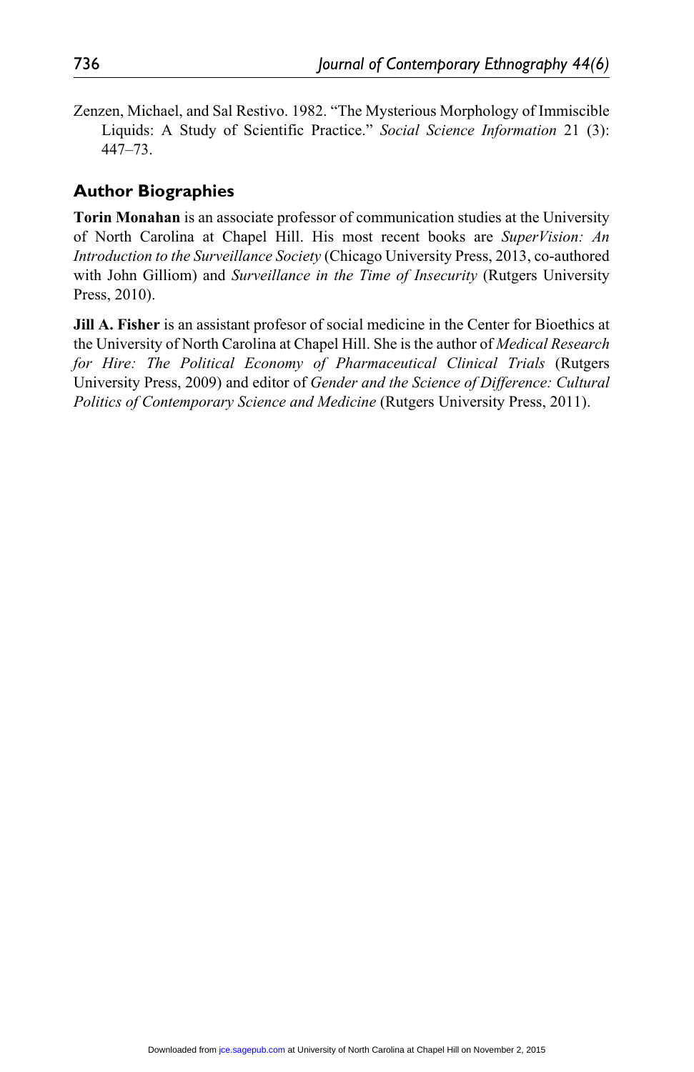Zenzen, Michael, and Sal Restivo. 1982. "The Mysterious Morphology of Immiscible Liquids: A Study of Scientific Practice." *Social Science Information* 21 (3): 447–73.

## Author Biographies

**Torin Monahan** is an associate professor of communication studies at the University of North Carolina at Chapel Hill. His most recent books are *SuperVision: An Introduction to the Surveillance Society* (Chicago University Press, 2013, co-authored with John Gilliom) and *Surveillance in the Time of Insecurity* (Rutgers University Press, 2010).

**Jill A. Fisher** is an assistant profesor of social medicine in the Center for Bioethics at the University of North Carolina at Chapel Hill. She is the author of *Medical Research for Hire: The Political Economy of Pharmaceutical Clinical Trials* (Rutgers University Press, 2009) and editor of *Gender and the Science of Difference: Cultural Politics of Contemporary Science and Medicine* (Rutgers University Press, 2011).